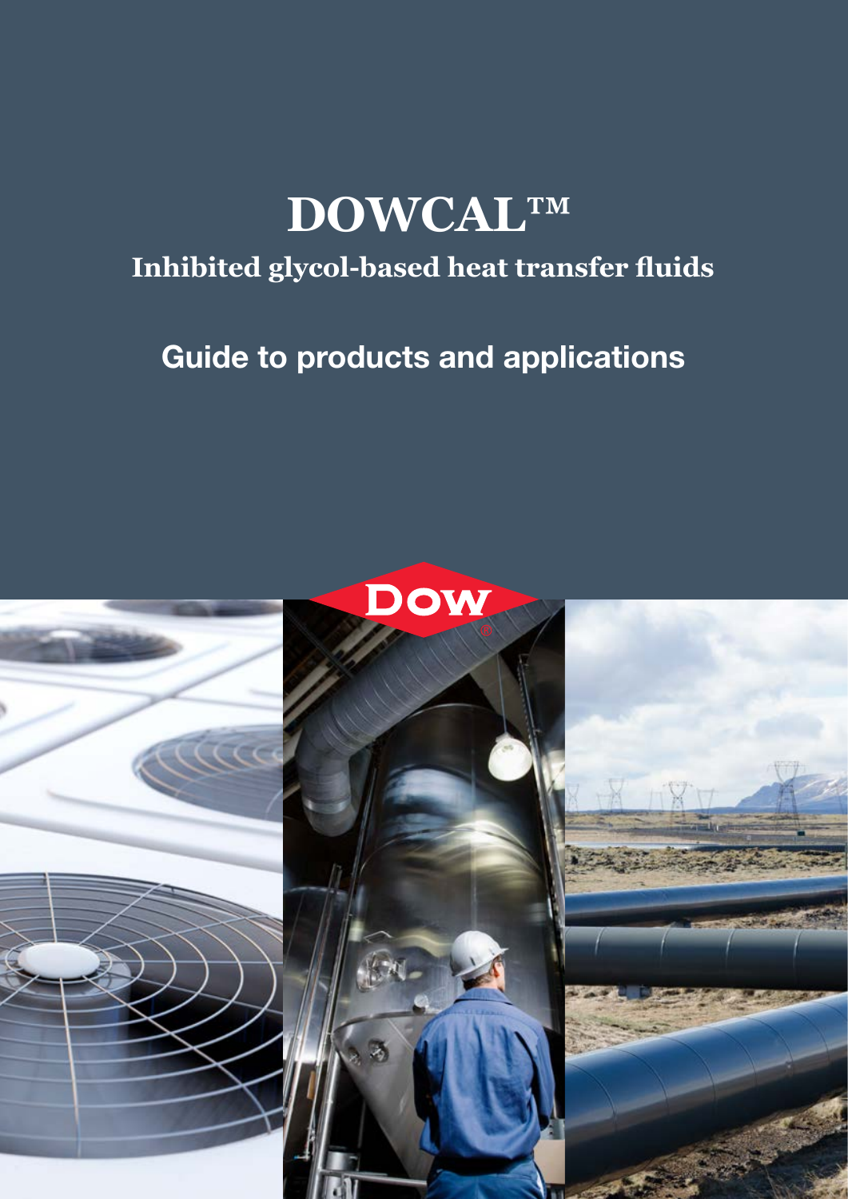# DOWCAL™

## Inhibited glycol-based heat transfer fluids

## Guide to products and applications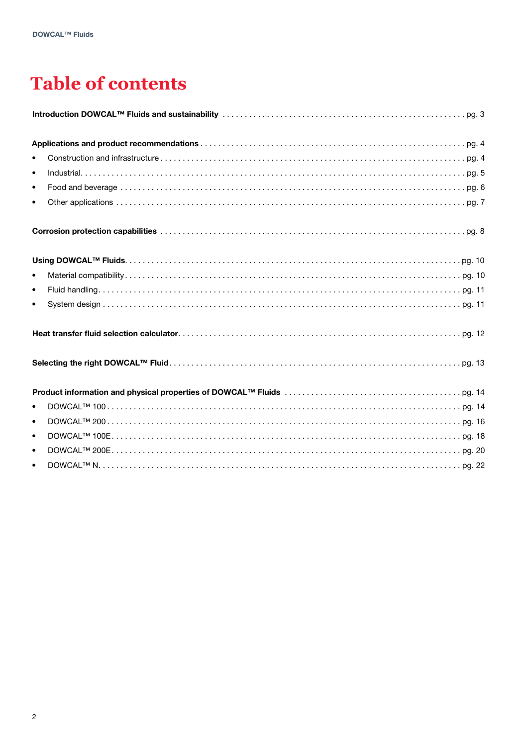# Table of contents

**Introduction DOWCAL™ Fluids and sustainability** . . . . . . . . . . . . . . . . . . . . . . . . . . . . . . . . . . . . . . . . . . . . . . . . . . . . pg. 3

**Applications and product recommendations** . . . . . . . . . . . . . . . . . . . . . . . . . . . . . . . . . . . . . . . . . . . . . . . . . . . . . . . . . pg. 4

- Construction and infrastructure . . . . . . . . . . . . . . . . . . . . . . . . . . . . . . . . . . . . . . . . . . . . . . . . . . . . . . . . . . . . . . . . . pg. 4
- Industrial. . . . . . . . . . . . . . . . . . . . . . . . . . . . . . . . . . . . . . . . . . . . . . . . . . . . . . . . . . . . . . . . . . . . . . . . . . . . . . . . . . pg. 5
- Food and beverage . . . . . . . . . . . . . . . . . . . . . . . . . . . . . . . . . . . . . . . . . . . . . . . . . . . . . . . . . . . . . . . . . . . . . . . . . . pg. 6
- Other applications . . . . . . . . . . . . . . . . . . . . . . . . . . . . . . . . . . . . . . . . . . . . . . . . . . . . . . . . . . . . . . . . . . . . . . . . . . pg. 7

**Corrosion protection capabilities** . . . . . . . . . . . . . . . . . . . . . . . . . . . . . . . . . . . . . . . . . . . . . . . . . . . . . . . . . . . . . . . . . pg. 8

**Using DOWCAL™ Fluids**. . . . . . . . . . . . . . . . . . . . . . . . . . . . . . . . . . . . . . . . . . . . . . . . . . . . . . . . . . . . . . . . . . . . . . . . pg. 10

- Material compatibility . . . . . . . . . . . . . . . . . . . . . . . . . . . . . . . . . . . . . . . . . . . . . . . . . . . . . . . . . . . . . . . . . . . . . . . . pg. 10
- Fluid handling. . . . . . . . . . . . . . . . . . . . . . . . . . . . . . . . . . . . . . . . . . . . . . . . . . . . . . . . . . . . . . . . . . . . . . . . . . . . . . pg. 11
- System design . . . . . . . . . . . . . . . . . . . . . . . . . . . . . . . . . . . . . . . . . . . . . . . . . . . . . . . . . . . . . . . . . . . . . . . . . . . . . pg. 11

**Heat transfer fluid selection calculator**. . . . . . . . . . . . . . . . . . . . . . . . . . . . . . . . . . . . . . . . . . . . . . . . . . . . . . . . . . . . . pg. 12

**Selecting the right DOWCAL™ Fluid** . . . . . . . . . . . . . . . . . . . . . . . . . . . . . . . . . . . . . . . . . . . . . . . . . . . . . . . . . . . . . . . pg. 13

**Product information and physical properties of DOWCAL™ Fluids** . . . . . . . . . . . . . . . . . . . . . . . . . . . . . . . . . . . . . . . . pg. 14

- DOWCAL™ 100 . . . . . . . . . . . . . . . . . . . . . . . . . . . . . . . . . . . . . . . . . . . . . . . . . . . . . . . . . . . . . . . . . . . . . . . . . . . . pg. 14
- DOWCAL™ 200 . . . . . . . . . . . . . . . . . . . . . . . . . . . . . . . . . . . . . . . . . . . . . . . . . . . . . . . . . . . . . . . . . . . . . . . . . . . . pg. 16
- DOWCAL™ 100E. . . . . . . . . . . . . . . . . . . . . . . . . . . . . . . . . . . . . . . . . . . . . . . . . . . . . . . . . . . . . . . . . . . . . . . . . . . . pg. 18
- DOWCAL™ 200E. . . . . . . . . . . . . . . . . . . . . . . . . . . . . . . . . . . . . . . . . . . . . . . . . . . . . . . . . . . . . . . . . . . . . . . . . . . . pg. 20
- DOWCAL™ N. . . . . . . . . . . . . . . . . . . . . . . . . . . . . . . . . . . . . . . . . . . . . . . . . . . . . . . . . . . . . . . . . . . . . . . . . . . . . . pg. 22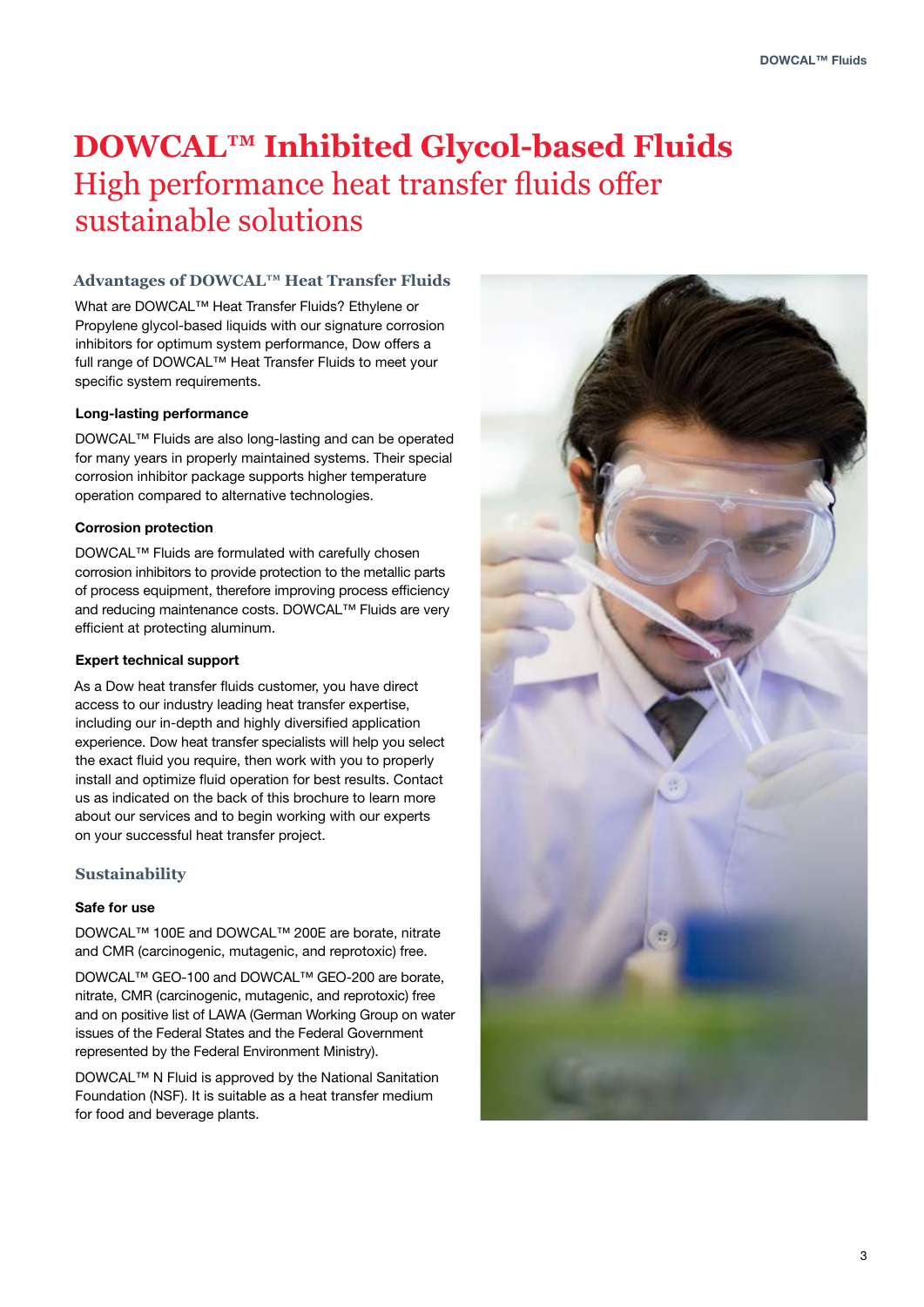# DOWCAL™ Inhibited Glycol-based Fluids

## High performance heat transfer fluids offer sustainable solutions

### Advantages of DOWCAL™ Heat Transfer Fluids

What are DOWCAL™ Heat Transfer Fluids? Ethylene or Propylene glycol-based liquids with our signature corrosion inhibitors for optimum system performance, Dow offers a full range of DOWCAL™ Heat Transfer Fluids to meet your specific system requirements.

**Long-lasting performance**

DOWCAL™ Fluids are also long-lasting and can be operated for many years in properly maintained systems. Their special corrosion inhibitor package supports higher temperature operation compared to alternative technologies.

**Corrosion protection**

DOWCAL™ Fluids are formulated with carefully chosen corrosion inhibitors to provide protection to the metallic parts of process equipment, therefore improving process efficiency and reducing maintenance costs. DOWCAL™ Fluids are very efficient at protecting aluminum.

**Expert technical support**

As a Dow heat transfer fluids customer, you have direct access to our industry leading heat transfer expertise, including our in-depth and highly diversified application experience. Dow heat transfer specialists will help you select the exact fluid you require, then work with you to properly install and optimize fluid operation for best results. Contact us as indicated on the back of this brochure to learn more about our services and to begin working with our experts on your successful heat transfer project.

### Sustainability

**Safe for use**

DOWCAL™ 100E and DOWCAL™ 200E are borate, nitrate and CMR (carcinogenic, mutagenic, and reprotoxic) free.

DOWCAL™ GEO-100 and DOWCAL™ GEO-200 are borate, nitrate, CMR (carcinogenic, mutagenic, and reprotoxic) free and on positive list of LAWA (German Working Group on water issues of the Federal States and the Federal Government represented by the Federal Environment Ministry).

DOWCAL™ N Fluid is approved by the National Sanitation Foundation (NSF). It is suitable as a heat transfer medium for food and beverage plants.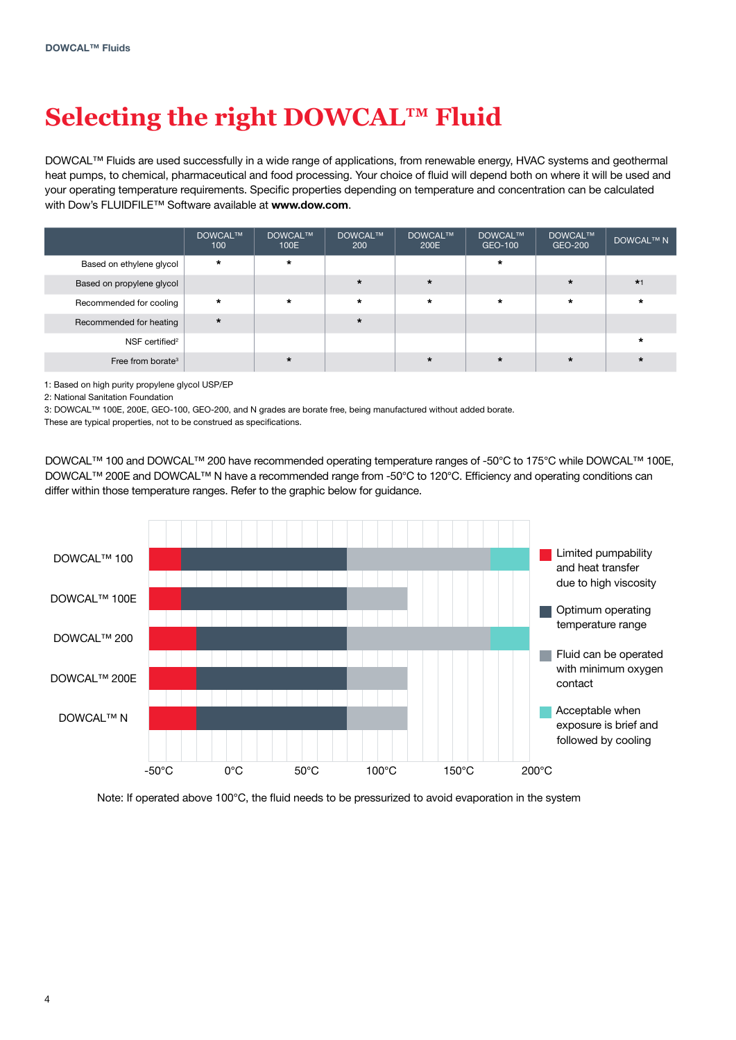# Selecting the right DOWCAL™ Fluid

DOWCAL™ Fluids are used successfully in a wide range of applications, from renewable energy, HVAC systems and geothermal heat pumps, to chemical, pharmaceutical and food processing. Your choice of fluid will depend both on where it will be used and your operating temperature requirements. Specific properties depending on temperature and concentration can be calculated with Dow's FLUIDFILE™ Software available at **www.dow.com**.

| | DOWCAL™ 100 | DOWCAL™ 100E | DOWCAL™ 200 | DOWCAL™ 200E | DOWCAL™ GEO-100 | DOWCAL™ GEO-200 | DOWCAL™ N |
|---|---|---|---|---|---|---|---|
| Based on ethylene glycol | * | * | | | * | | |
| Based on propylene glycol | | | * | * | | * | *[1] |
| Recommended for cooling | * | * | * | * | * | * | * |
| Recommended for heating | * | | * | | | | |
| NSF certified[2] | | | | | | | * |
| Free from borate[3] | | * | | * | * | * | * |

1: Based on high purity propylene glycol USP/EP
2: National Sanitation Foundation
3: DOWCAL™ 100E, 200E, GEO-100, GEO-200, and N grades are borate free, being manufactured without added borate.
These are typical properties, not to be construed as specifications.

DOWCAL™ 100 and DOWCAL™ 200 have recommended operating temperature ranges of -50°C to 175°C while DOWCAL™ 100E, DOWCAL™ 200E and DOWCAL™ N have a recommended range from -50°C to 120°C. Efficiency and operating conditions can differ within those temperature ranges. Refer to the graphic below for guidance.

| Fluid | Limited pumpability and heat transfer due to high viscosity | Optimum operating temperature range | Fluid can be operated with minimum oxygen contact | Acceptable when exposure is brief and followed by cooling |
|---|---|---|---|---|
| DOWCAL™ 100 | ✓ | ✓ | ✓ | ✓ |
| DOWCAL™ 100E | ✓ | ✓ | ✓ | |
| DOWCAL™ 200 | ✓ | ✓ | ✓ | ✓ |
| DOWCAL™ 200E | ✓ | ✓ | ✓ | |
| DOWCAL™ N | ✓ | ✓ | ✓ | |

Temperature axis: -50°C, 0°C, 50°C, 100°C, 150°C, 200°C

Note: If operated above 100°C, the fluid needs to be pressurized to avoid evaporation in the system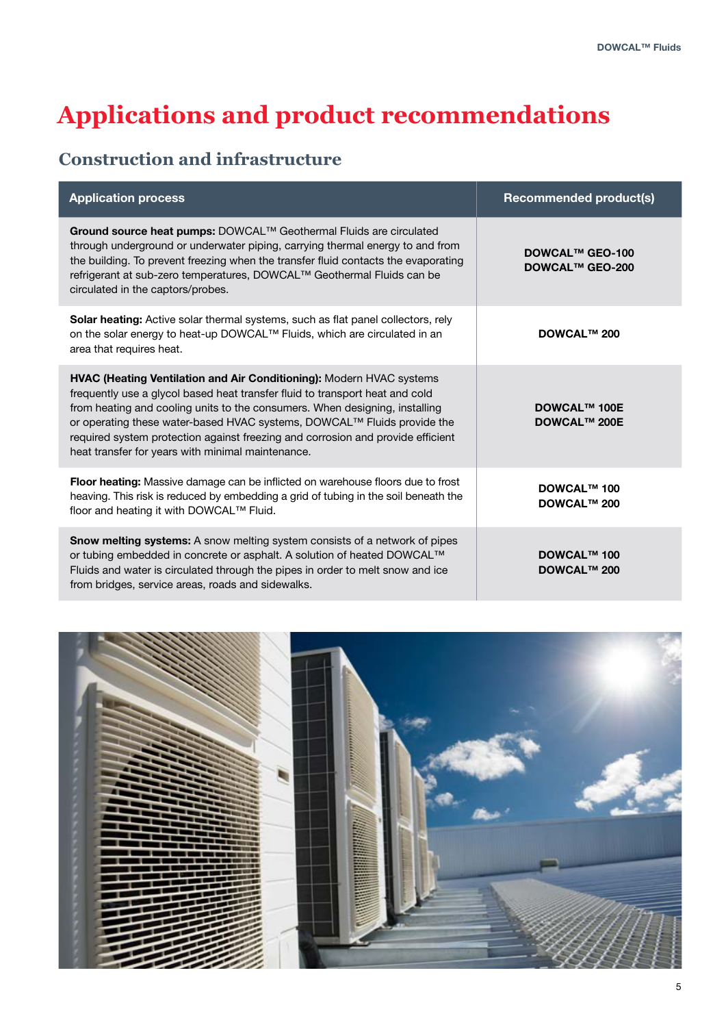# Applications and product recommendations

## Construction and infrastructure

| Application process | Recommended product(s) |
| --- | --- |
| **Ground source heat pumps:** DOWCAL™ Geothermal Fluids are circulated through underground or underwater piping, carrying thermal energy to and from the building. To prevent freezing when the transfer fluid contacts the evaporating refrigerant at sub-zero temperatures, DOWCAL™ Geothermal Fluids can be circulated in the captors/probes. | **DOWCAL™ GEO-100**<br>**DOWCAL™ GEO-200** |
| **Solar heating:** Active solar thermal systems, such as flat panel collectors, rely on the solar energy to heat-up DOWCAL™ Fluids, which are circulated in an area that requires heat. | **DOWCAL™ 200** |
| **HVAC (Heating Ventilation and Air Conditioning):** Modern HVAC systems frequently use a glycol based heat transfer fluid to transport heat and cold from heating and cooling units to the consumers. When designing, installing or operating these water-based HVAC systems, DOWCAL™ Fluids provide the required system protection against freezing and corrosion and provide efficient heat transfer for years with minimal maintenance. | **DOWCAL™ 100E**<br>**DOWCAL™ 200E** |
| **Floor heating:** Massive damage can be inflicted on warehouse floors due to frost heaving. This risk is reduced by embedding a grid of tubing in the soil beneath the floor and heating it with DOWCAL™ Fluid. | **DOWCAL™ 100**<br>**DOWCAL™ 200** |
| **Snow melting systems:** A snow melting system consists of a network of pipes or tubing embedded in concrete or asphalt. A solution of heated DOWCAL™ Fluids and water is circulated through the pipes in order to melt snow and ice from bridges, service areas, roads and sidewalks. | **DOWCAL™ 100**<br>**DOWCAL™ 200** |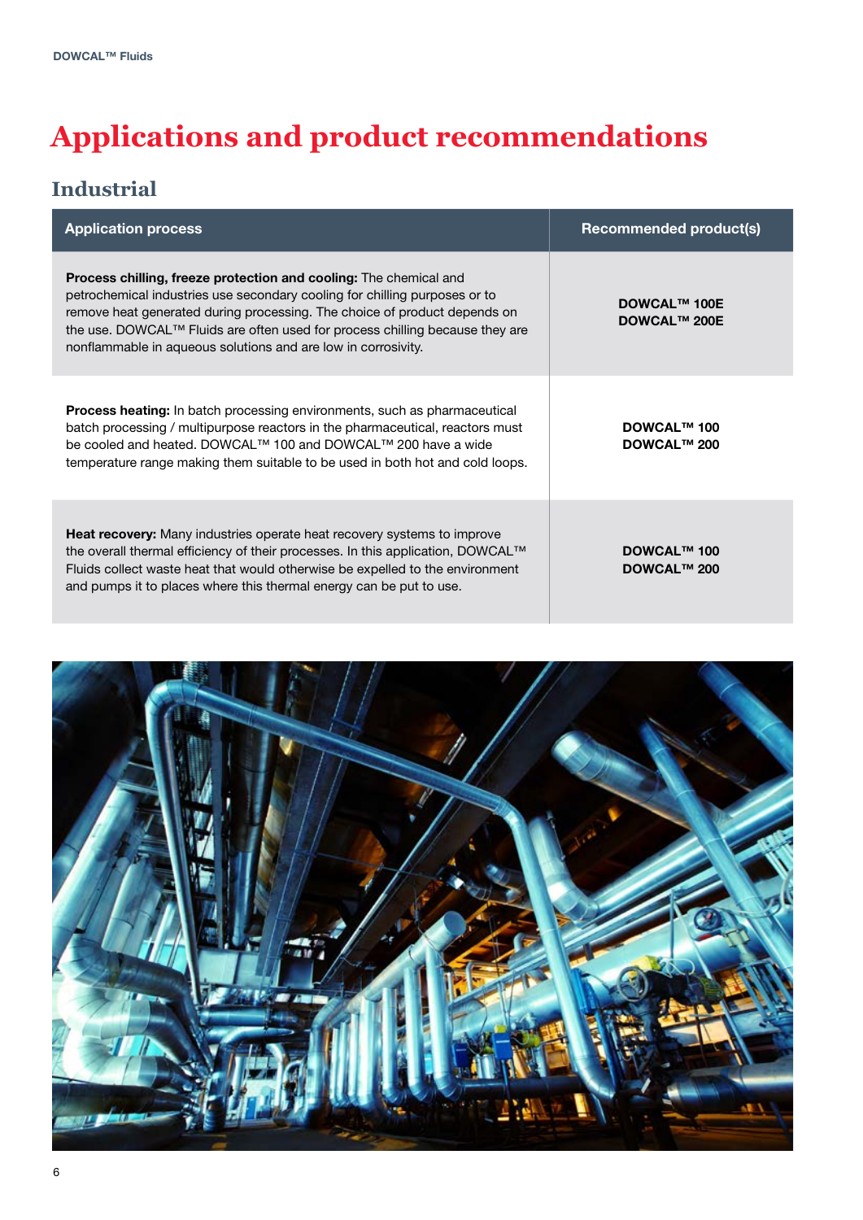# Applications and product recommendations

## Industrial

| Application process | Recommended product(s) |
|---|---|
| **Process chilling, freeze protection and cooling:** The chemical and petrochemical industries use secondary cooling for chilling purposes or to remove heat generated during processing. The choice of product depends on the use. DOWCAL™ Fluids are often used for process chilling because they are nonflammable in aqueous solutions and are low in corrosivity. | **DOWCAL™ 100E**<br>**DOWCAL™ 200E** |
| **Process heating:** In batch processing environments, such as pharmaceutical batch processing / multipurpose reactors in the pharmaceutical, reactors must be cooled and heated. DOWCAL™ 100 and DOWCAL™ 200 have a wide temperature range making them suitable to be used in both hot and cold loops. | **DOWCAL™ 100**<br>**DOWCAL™ 200** |
| **Heat recovery:** Many industries operate heat recovery systems to improve the overall thermal efficiency of their processes. In this application, DOWCAL™ Fluids collect waste heat that would otherwise be expelled to the environment and pumps it to places where this thermal energy can be put to use. | **DOWCAL™ 100**<br>**DOWCAL™ 200** |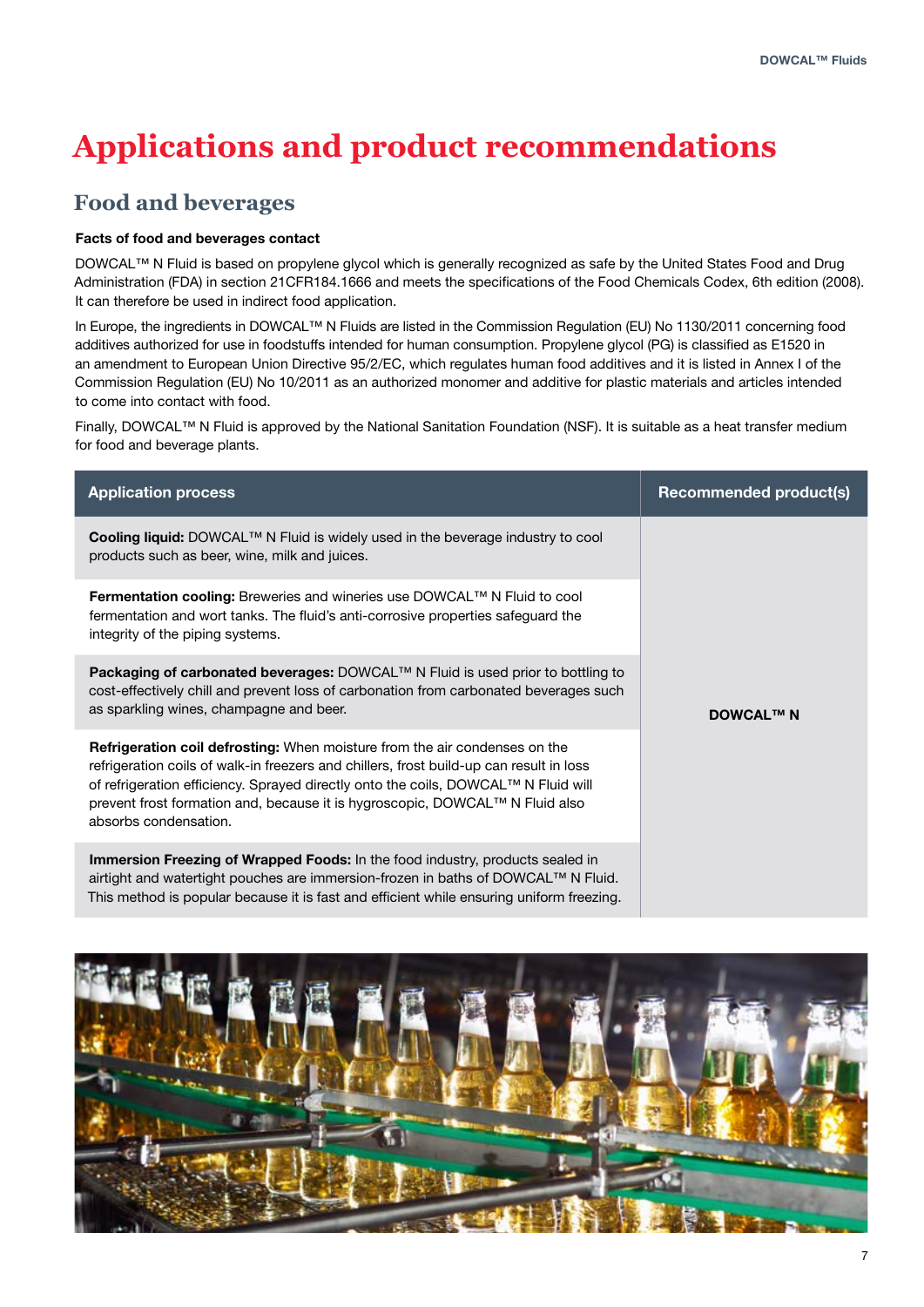# Applications and product recommendations

## Food and beverages

**Facts of food and beverages contact**

DOWCAL™ N Fluid is based on propylene glycol which is generally recognized as safe by the United States Food and Drug Administration (FDA) in section 21CFR184.1666 and meets the specifications of the Food Chemicals Codex, 6th edition (2008). It can therefore be used in indirect food application.

In Europe, the ingredients in DOWCAL™ N Fluids are listed in the Commission Regulation (EU) No 1130/2011 concerning food additives authorized for use in foodstuffs intended for human consumption. Propylene glycol (PG) is classified as E1520 in an amendment to European Union Directive 95/2/EC, which regulates human food additives and it is listed in Annex I of the Commission Regulation (EU) No 10/2011 as an authorized monomer and additive for plastic materials and articles intended to come into contact with food.

Finally, DOWCAL™ N Fluid is approved by the National Sanitation Foundation (NSF). It is suitable as a heat transfer medium for food and beverage plants.

| Application process | Recommended product(s) |
| --- | --- |
| **Cooling liquid:** DOWCAL™ N Fluid is widely used in the beverage industry to cool products such as beer, wine, milk and juices. | DOWCAL™ N |
| **Fermentation cooling:** Breweries and wineries use DOWCAL™ N Fluid to cool fermentation and wort tanks. The fluid's anti-corrosive properties safeguard the integrity of the piping systems. | |
| **Packaging of carbonated beverages:** DOWCAL™ N Fluid is used prior to bottling to cost-effectively chill and prevent loss of carbonation from carbonated beverages such as sparkling wines, champagne and beer. | |
| **Refrigeration coil defrosting:** When moisture from the air condenses on the refrigeration coils of walk-in freezers and chillers, frost build-up can result in loss of refrigeration efficiency. Sprayed directly onto the coils, DOWCAL™ N Fluid will prevent frost formation and, because it is hygroscopic, DOWCAL™ N Fluid also absorbs condensation. | |
| **Immersion Freezing of Wrapped Foods:** In the food industry, products sealed in airtight and watertight pouches are immersion-frozen in baths of DOWCAL™ N Fluid. This method is popular because it is fast and efficient while ensuring uniform freezing. | |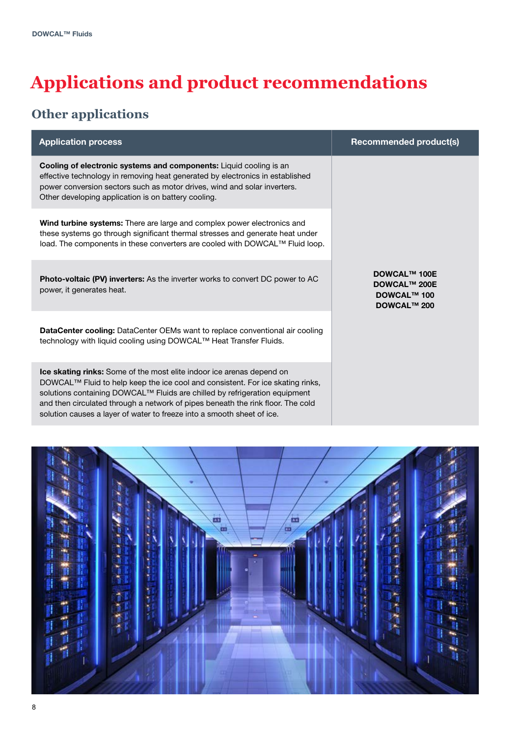# Applications and product recommendations

## Other applications

| Application process | Recommended product(s) |
|---|---|
| **Cooling of electronic systems and components:** Liquid cooling is an effective technology in removing heat generated by electronics in established power conversion sectors such as motor drives, wind and solar inverters. Other developing application is on battery cooling. | DOWCAL™ 100E<br>DOWCAL™ 200E<br>DOWCAL™ 100<br>DOWCAL™ 200 |
| **Wind turbine systems:** There are large and complex power electronics and these systems go through significant thermal stresses and generate heat under load. The components in these converters are cooled with DOWCAL™ Fluid loop. | |
| **Photo-voltaic (PV) inverters:** As the inverter works to convert DC power to AC power, it generates heat. | |
| **DataCenter cooling:** DataCenter OEMs want to replace conventional air cooling technology with liquid cooling using DOWCAL™ Heat Transfer Fluids. | |
| **Ice skating rinks:** Some of the most elite indoor ice arenas depend on DOWCAL™ Fluid to help keep the ice cool and consistent. For ice skating rinks, solutions containing DOWCAL™ Fluids are chilled by refrigeration equipment and then circulated through a network of pipes beneath the rink floor. The cold solution causes a layer of water to freeze into a smooth sheet of ice. | |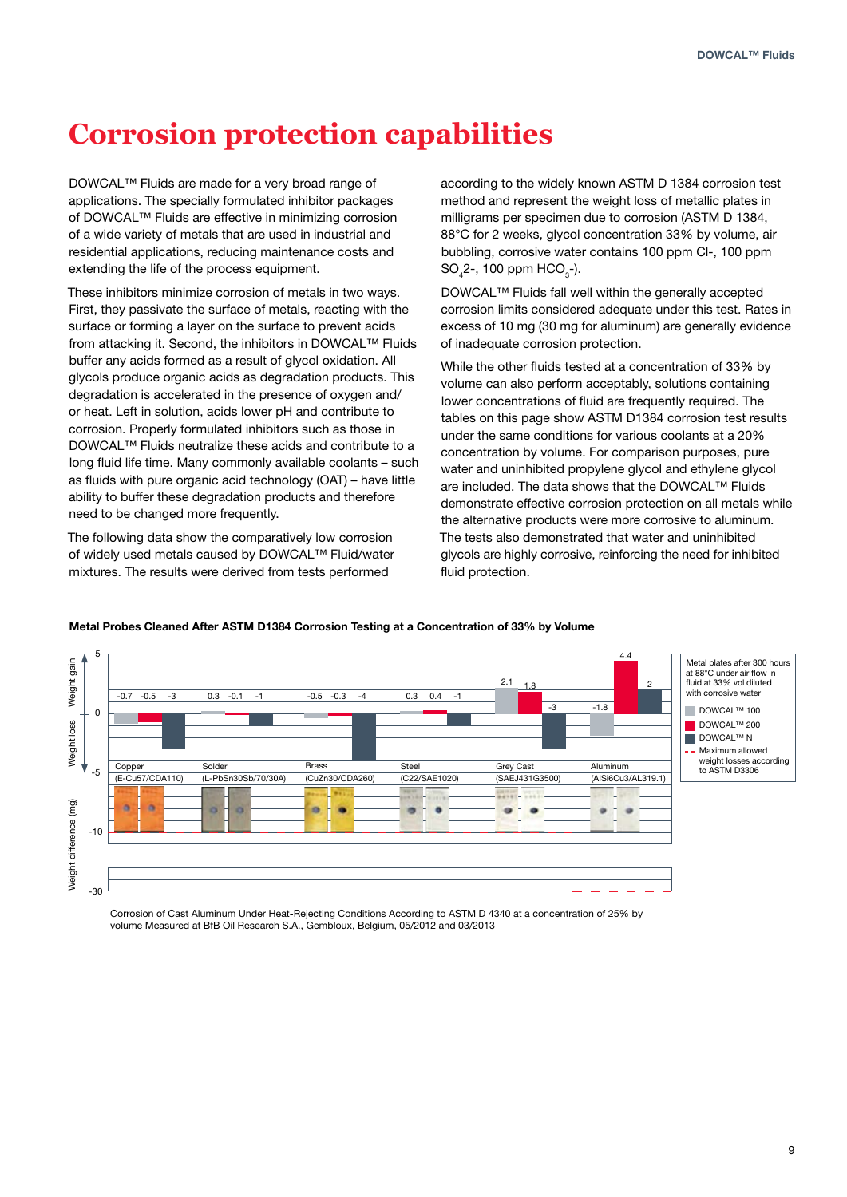# Corrosion protection capabilities

DOWCAL™ Fluids are made for a very broad range of applications. The specially formulated inhibitor packages of DOWCAL™ Fluids are effective in minimizing corrosion of a wide variety of metals that are used in industrial and residential applications, reducing maintenance costs and extending the life of the process equipment.

These inhibitors minimize corrosion of metals in two ways. First, they passivate the surface of metals, reacting with the surface or forming a layer on the surface to prevent acids from attacking it. Second, the inhibitors in DOWCAL™ Fluids buffer any acids formed as a result of glycol oxidation. All glycols produce organic acids as degradation products. This degradation is accelerated in the presence of oxygen and/or heat. Left in solution, acids lower pH and contribute to corrosion. Properly formulated inhibitors such as those in DOWCAL™ Fluids neutralize these acids and contribute to a long fluid life time. Many commonly available coolants – such as fluids with pure organic acid technology (OAT) – have little ability to buffer these degradation products and therefore need to be changed more frequently.

The following data show the comparatively low corrosion of widely used metals caused by DOWCAL™ Fluid/water mixtures. The results were derived from tests performed according to the widely known ASTM D 1384 corrosion test method and represent the weight loss of metallic plates in milligrams per specimen due to corrosion (ASTM D 1384, 88°C for 2 weeks, glycol concentration 33% by volume, air bubbling, corrosive water contains 100 ppm Cl-, 100 ppm $SO_4^{2-}$, 100 ppm $HCO_3^-$).

DOWCAL™ Fluids fall well within the generally accepted corrosion limits considered adequate under this test. Rates in excess of 10 mg (30 mg for aluminum) are generally evidence of inadequate corrosion protection.

While the other fluids tested at a concentration of 33% by volume can also perform acceptably, solutions containing lower concentrations of fluid are frequently required. The tables on this page show ASTM D1384 corrosion test results under the same conditions for various coolants at a 20% concentration by volume. For comparison purposes, pure water and uninhibited propylene glycol and ethylene glycol are included. The data shows that the DOWCAL™ Fluids demonstrate effective corrosion protection on all metals while the alternative products were more corrosive to aluminum. The tests also demonstrated that water and uninhibited glycols are highly corrosive, reinforcing the need for inhibited fluid protection.

**Metal Probes Cleaned After ASTM D1384 Corrosion Testing at a Concentration of 33% by Volume**

Weight difference (mg) — Weight gain / Weight loss

| Metal | DOWCAL™ 100 | DOWCAL™ 200 | DOWCAL™ N |
|---|---|---|---|
| Copper (E-Cu57/CDA110) | -0.7 | -0.5 | -3 |
| Solder (L-PbSn30Sb/70/30A) | 0.3 | -0.1 | -1 |
| Brass (CuZn30/CDA260) | -0.5 | -0.3 | -4 |
| Steel (C22/SAE1020) | 0.3 | 0.4 | -1 |
| Grey Cast (SAEJ431G3500) | 2.1 | 1.8 | -3 |
| Aluminum (AlSi6Cu3/AL319.1) | -1.8 | 4.4 | 2 |

Metal plates after 300 hours at 88°C under air flow in fluid at 33% vol diluted with corrosive water

Maximum allowed weight losses according to ASTM D3306: -10 mg (-30 mg for aluminum)

Corrosion of Cast Aluminum Under Heat-Rejecting Conditions According to ASTM D 4340 at a concentration of 25% by volume Measured at BfB Oil Research S.A., Gembloux, Belgium, 05/2012 and 03/2013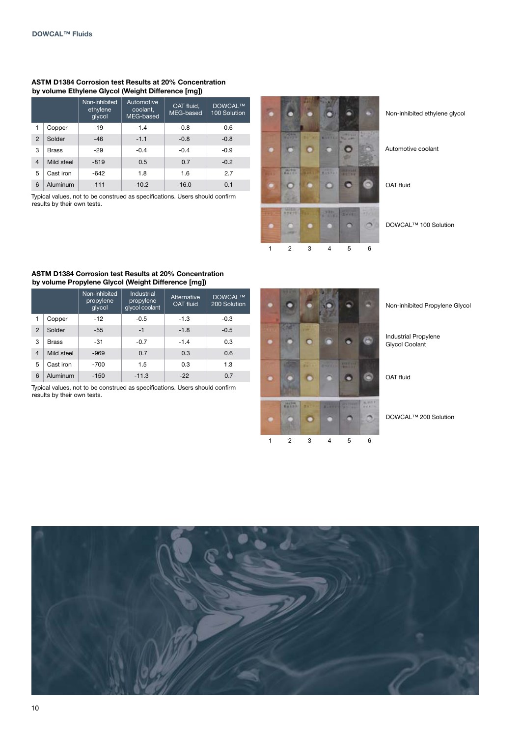### ASTM D1384 Corrosion test Results at 20% Concentration by volume Ethylene Glycol (Weight Difference [mg])

| | | Non-inhibited ethylene glycol | Automotive coolant, MEG-based | OAT fluid, MEG-based | DOWCAL™ 100 Solution |
|---|---|---|---|---|---|
| 1 | Copper | -19 | -1.4 | -0.8 | -0.6 |
| 2 | Solder | -46 | -1.1 | -0.8 | -0.8 |
| 3 | Brass | -29 | -0.4 | -0.4 | -0.9 |
| 4 | Mild steel | -819 | 0.5 | 0.7 | -0.2 |
| 5 | Cast iron | -642 | 1.8 | 1.6 | 2.7 |
| 6 | Aluminum | -111 | -10.2 | -16.0 | 0.1 |

Typical values, not to be construed as specifications. Users should confirm results by their own tests.

Non-inhibited ethylene glycol

Automotive coolant

OAT fluid

DOWCAL™ 100 Solution

1 2 3 4 5 6

### ASTM D1384 Corrosion test Results at 20% Concentration by volume Propylene Glycol (Weight Difference [mg])

| | | Non-inhibited propylene glycol | Industrial propylene glycol coolant | Alternative OAT fluid | DOWCAL™ 200 Solution |
|---|---|---|---|---|---|
| 1 | Copper | -12 | -0.5 | -1.3 | -0.3 |
| 2 | Solder | -55 | -1 | -1.8 | -0.5 |
| 3 | Brass | -31 | -0.7 | -1.4 | 0.3 |
| 4 | Mild steel | -969 | 0.7 | 0.3 | 0.6 |
| 5 | Cast iron | -700 | 1.5 | 0.3 | 1.3 |
| 6 | Aluminum | -150 | -11.3 | -22 | 0.7 |

Typical values, not to be construed as specifications. Users should confirm results by their own tests.

Non-inhibited Propylene Glycol

Industrial Propylene Glycol Coolant

OAT fluid

DOWCAL™ 200 Solution

1 2 3 4 5 6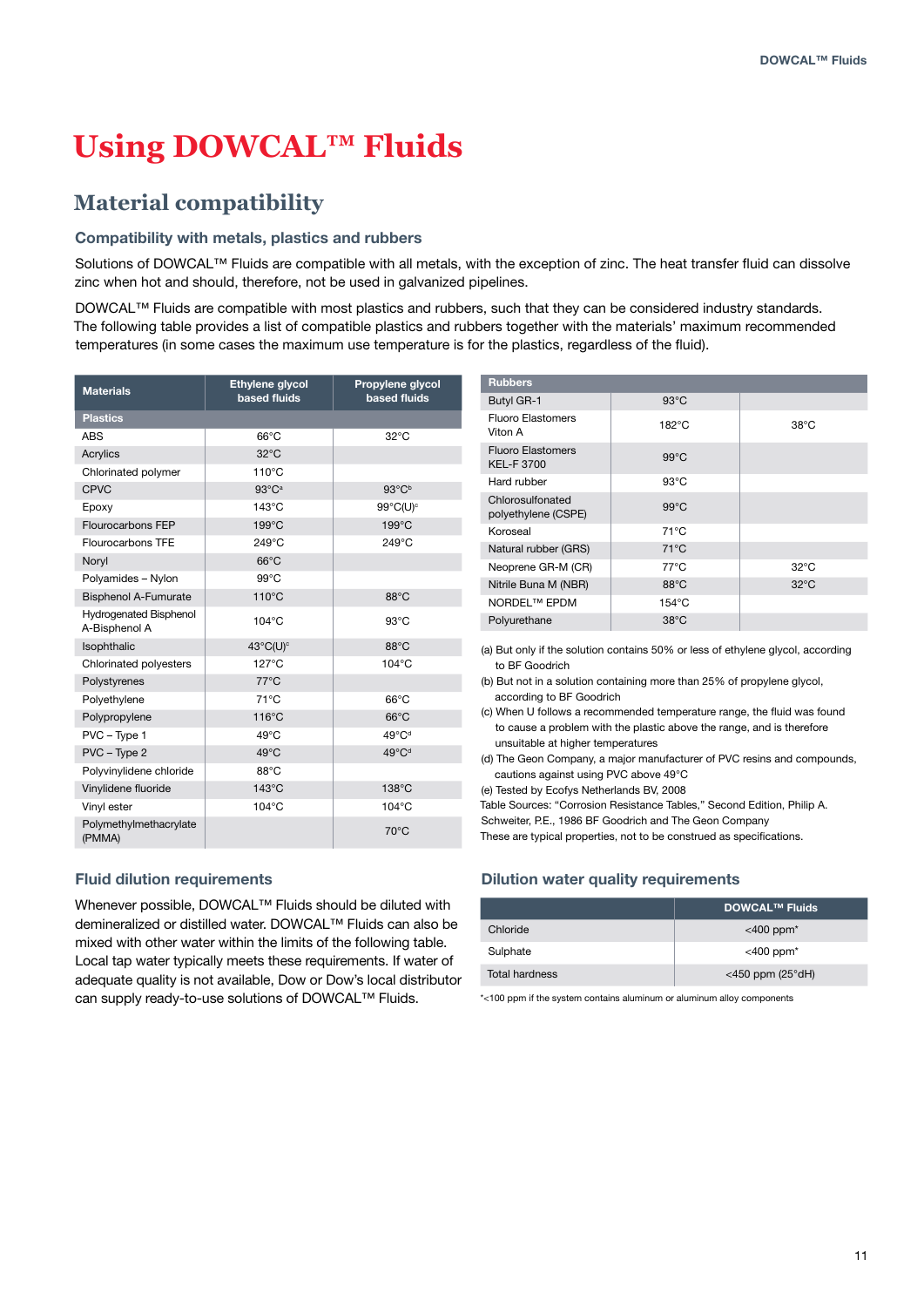# Using DOWCAL™ Fluids

## Material compatibility

### Compatibility with metals, plastics and rubbers

Solutions of DOWCAL™ Fluids are compatible with all metals, with the exception of zinc. The heat transfer fluid can dissolve zinc when hot and should, therefore, not be used in galvanized pipelines.

DOWCAL™ Fluids are compatible with most plastics and rubbers, such that they can be considered industry standards. The following table provides a list of compatible plastics and rubbers together with the materials' maximum recommended temperatures (in some cases the maximum use temperature is for the plastics, regardless of the fluid).

| Materials | Ethylene glycol based fluids | Propylene glycol based fluids |
|---|---|---|
| **Plastics** | | |
| ABS | 66°C | 32°C |
| Acrylics | 32°C | |
| Chlorinated polymer | 110°C | |
| CPVC | 93°C[a] | 93°C[b] |
| Epoxy | 143°C | 99°C(U)[c] |
| Flourocarbons FEP | 199°C | 199°C |
| Flourocarbons TFE | 249°C | 249°C |
| Noryl | 66°C | |
| Polyamides – Nylon | 99°C | |
| Bisphenol A-Fumurate | 110°C | 88°C |
| Hydrogenated Bisphenol A-Bisphenol A | 104°C | 93°C |
| Isophthalic | 43°C(U)[c] | 88°C |
| Chlorinated polyesters | 127°C | 104°C |
| Polystyrenes | 77°C | |
| Polyethylene | 71°C | 66°C |
| Polypropylene | 116°C | 66°C |
| PVC – Type 1 | 49°C | 49°C[d] |
| PVC – Type 2 | 49°C | 49°C[d] |
| Polyvinylidene chloride | 88°C | |
| Vinylidene fluoride | 143°C | 138°C |
| Vinyl ester | 104°C | 104°C |
| Polymethylmethacrylate (PMMA) | | 70°C |
| **Rubbers** | | |
| Butyl GR-1 | 93°C | |
| Fluoro Elastomers Viton A | 182°C | 38°C |
| Fluoro Elastomers KEL-F 3700 | 99°C | |
| Hard rubber | 93°C | |
| Chlorosulfonated polyethylene (CSPE) | 99°C | |
| Koroseal | 71°C | |
| Natural rubber (GRS) | 71°C | |
| Neoprene GR-M (CR) | 77°C | 32°C |
| Nitrile Buna M (NBR) | 88°C | 32°C |
| NORDEL™ EPDM | 154°C | |
| Polyurethane | 38°C | |

(a) But only if the solution contains 50% or less of ethylene glycol, according to BF Goodrich

(b) But not in a solution containing more than 25% of propylene glycol, according to BF Goodrich

(c) When U follows a recommended temperature range, the fluid was found to cause a problem with the plastic above the range, and is therefore unsuitable at higher temperatures

(d) The Geon Company, a major manufacturer of PVC resins and compounds, cautions against using PVC above 49°C

(e) Tested by Ecofys Netherlands BV, 2008

Table Sources: "Corrosion Resistance Tables," Second Edition, Philip A. Schweiter, P.E., 1986 BF Goodrich and The Geon Company

These are typical properties, not to be construed as specifications.

### Fluid dilution requirements

Whenever possible, DOWCAL™ Fluids should be diluted with demineralized or distilled water. DOWCAL™ Fluids can also be mixed with other water within the limits of the following table. Local tap water typically meets these requirements. If water of adequate quality is not available, Dow or Dow's local distributor can supply ready-to-use solutions of DOWCAL™ Fluids.

### Dilution water quality requirements

| | DOWCAL™ Fluids |
|---|---|
| Chloride | <400 ppm* |
| Sulphate | <400 ppm* |
| Total hardness | <450 ppm (25°dH) |

*<100 ppm if the system contains aluminum or aluminum alloy components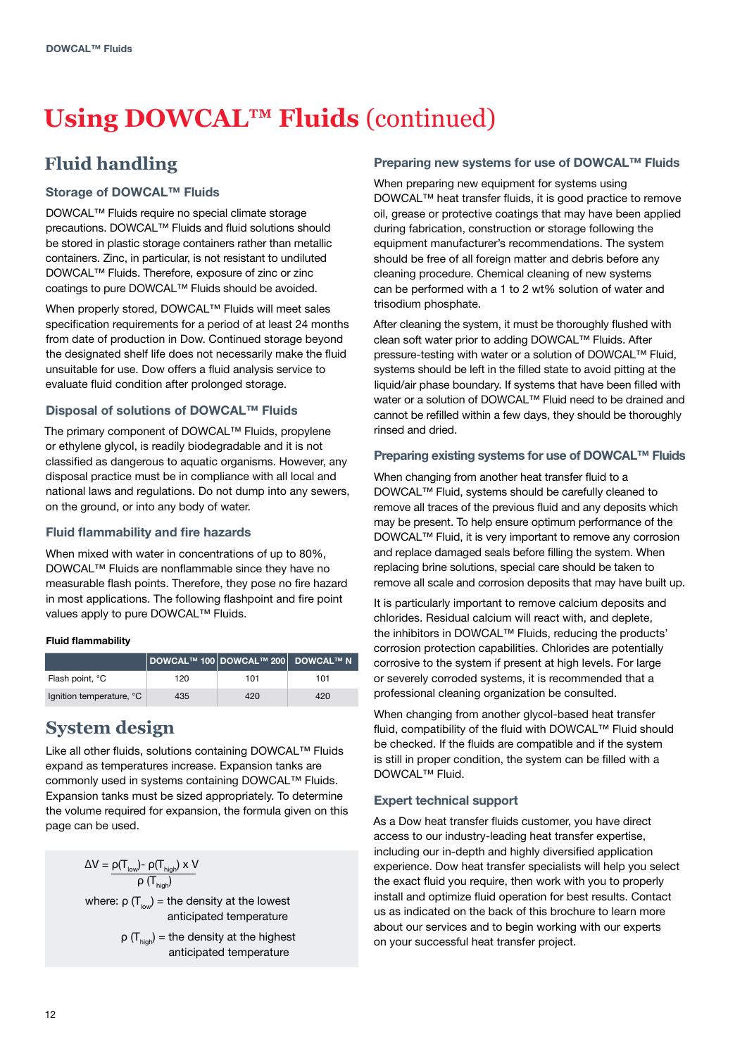# Using DOWCAL™ Fluids (continued)

## Fluid handling

### Storage of DOWCAL™ Fluids

DOWCAL™ Fluids require no special climate storage precautions. DOWCAL™ Fluids and fluid solutions should be stored in plastic storage containers rather than metallic containers. Zinc, in particular, is not resistant to undiluted DOWCAL™ Fluids. Therefore, exposure of zinc or zinc coatings to pure DOWCAL™ Fluids should be avoided.

When properly stored, DOWCAL™ Fluids will meet sales specification requirements for a period of at least 24 months from date of production in Dow. Continued storage beyond the designated shelf life does not necessarily make the fluid unsuitable for use. Dow offers a fluid analysis service to evaluate fluid condition after prolonged storage.

### Disposal of solutions of DOWCAL™ Fluids

The primary component of DOWCAL™ Fluids, propylene or ethylene glycol, is readily biodegradable and it is not classified as dangerous to aquatic organisms. However, any disposal practice must be in compliance with all local and national laws and regulations. Do not dump into any sewers, on the ground, or into any body of water.

### Fluid flammability and fire hazards

When mixed with water in concentrations of up to 80%, DOWCAL™ Fluids are nonflammable since they have no measurable flash points. Therefore, they pose no fire hazard in most applications. The following flashpoint and fire point values apply to pure DOWCAL™ Fluids.

**Fluid flammability**

| | DOWCAL™ 100 | DOWCAL™ 200 | DOWCAL™ N |
|---|---|---|---|
| Flash point, °C | 120 | 101 | 101 |
| Ignition temperature, °C | 435 | 420 | 420 |

## System design

Like all other fluids, solutions containing DOWCAL™ Fluids expand as temperatures increase. Expansion tanks are commonly used in systems containing DOWCAL™ Fluids. Expansion tanks must be sized appropriately. To determine the volume required for expansion, the formula given on this page can be used.

$$\Delta V = \frac{\rho(T_{low}) - \rho(T_{high})}{\rho(T_{high})} \times V$$

where: $\rho(T_{low})$ = the density at the lowest anticipated temperature

$\rho(T_{high})$ = the density at the highest anticipated temperature

### Preparing new systems for use of DOWCAL™ Fluids

When preparing new equipment for systems using DOWCAL™ heat transfer fluids, it is good practice to remove oil, grease or protective coatings that may have been applied during fabrication, construction or storage following the equipment manufacturer's recommendations. The system should be free of all foreign matter and debris before any cleaning procedure. Chemical cleaning of new systems can be performed with a 1 to 2 wt% solution of water and trisodium phosphate.

After cleaning the system, it must be thoroughly flushed with clean soft water prior to adding DOWCAL™ Fluids. After pressure-testing with water or a solution of DOWCAL™ Fluid, systems should be left in the filled state to avoid pitting at the liquid/air phase boundary. If systems that have been filled with water or a solution of DOWCAL™ Fluid need to be drained and cannot be refilled within a few days, they should be thoroughly rinsed and dried.

### Preparing existing systems for use of DOWCAL™ Fluids

When changing from another heat transfer fluid to a DOWCAL™ Fluid, systems should be carefully cleaned to remove all traces of the previous fluid and any deposits which may be present. To help ensure optimum performance of the DOWCAL™ Fluid, it is very important to remove any corrosion and replace damaged seals before filling the system. When replacing brine solutions, special care should be taken to remove all scale and corrosion deposits that may have built up.

It is particularly important to remove calcium deposits and chlorides. Residual calcium will react with, and deplete, the inhibitors in DOWCAL™ Fluids, reducing the products' corrosion protection capabilities. Chlorides are potentially corrosive to the system if present at high levels. For large or severely corroded systems, it is recommended that a professional cleaning organization be consulted.

When changing from another glycol-based heat transfer fluid, compatibility of the fluid with DOWCAL™ Fluid should be checked. If the fluids are compatible and if the system is still in proper condition, the system can be filled with a DOWCAL™ Fluid.

### Expert technical support

As a Dow heat transfer fluids customer, you have direct access to our industry-leading heat transfer expertise, including our in-depth and highly diversified application experience. Dow heat transfer specialists will help you select the exact fluid you require, then work with you to properly install and optimize fluid operation for best results. Contact us as indicated on the back of this brochure to learn more about our services and to begin working with our experts on your successful heat transfer project.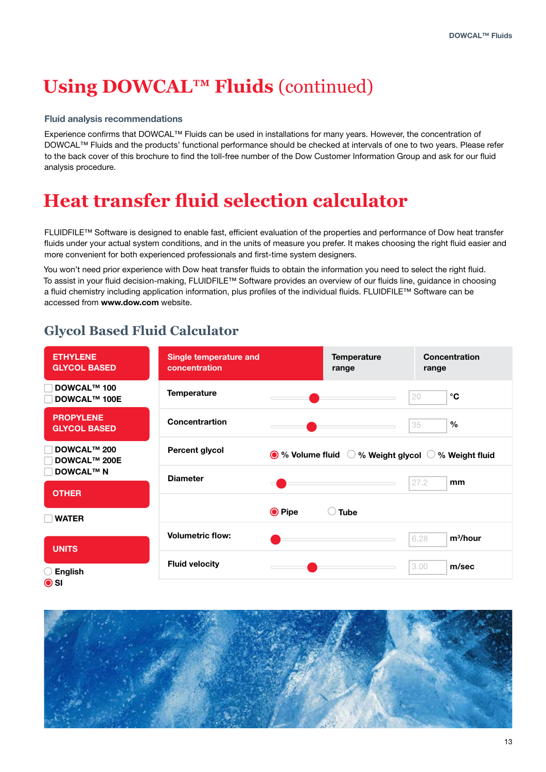# Using DOWCAL™ Fluids (continued)

### Fluid analysis recommendations

Experience confirms that DOWCAL™ Fluids can be used in installations for many years. However, the concentration of DOWCAL™ Fluids and the products' functional performance should be checked at intervals of one to two years. Please refer to the back cover of this brochure to find the toll-free number of the Dow Customer Information Group and ask for our fluid analysis procedure.

# Heat transfer fluid selection calculator

FLUIDFILE™ Software is designed to enable fast, efficient evaluation of the properties and performance of Dow heat transfer fluids under your actual system conditions, and in the units of measure you prefer. It makes choosing the right fluid easier and more convenient for both experienced professionals and first-time system designers.

You won't need prior experience with Dow heat transfer fluids to obtain the information you need to select the right fluid. To assist in your fluid decision-making, FLUIDFILE™ Software provides an overview of our fluids line, guidance in choosing a fluid chemistry including application information, plus profiles of the individual fluids. FLUIDFILE™ Software can be accessed from **www.dow.com** website.

## Glycol Based Fluid Calculator

**ETHYLENE GLYCOL BASED**

- ☐ DOWCAL™ 100
- ☐ DOWCAL™ 100E

**PROPYLENE GLYCOL BASED**

- ☐ DOWCAL™ 200
- ☐ DOWCAL™ 200E
- ☐ DOWCAL™ N

**OTHER**

- ☐ WATER

**UNITS**

- ○ English
- ◉ SI

| Single temperature and concentration | Temperature range | Concentration range |
|---|---|---|
| Temperature | 20 | °C |
| Concentrartion | 35 | % |
| Percent glycol | ◉ % Volume fluid ○ % Weight glycol ○ % Weight fluid | |
| Diameter | 27.2 | mm |
| | ◉ Pipe ○ Tube | |
| Volumetric flow: | 6.28 | m³/hour |
| Fluid velocity | 3.00 | m/sec |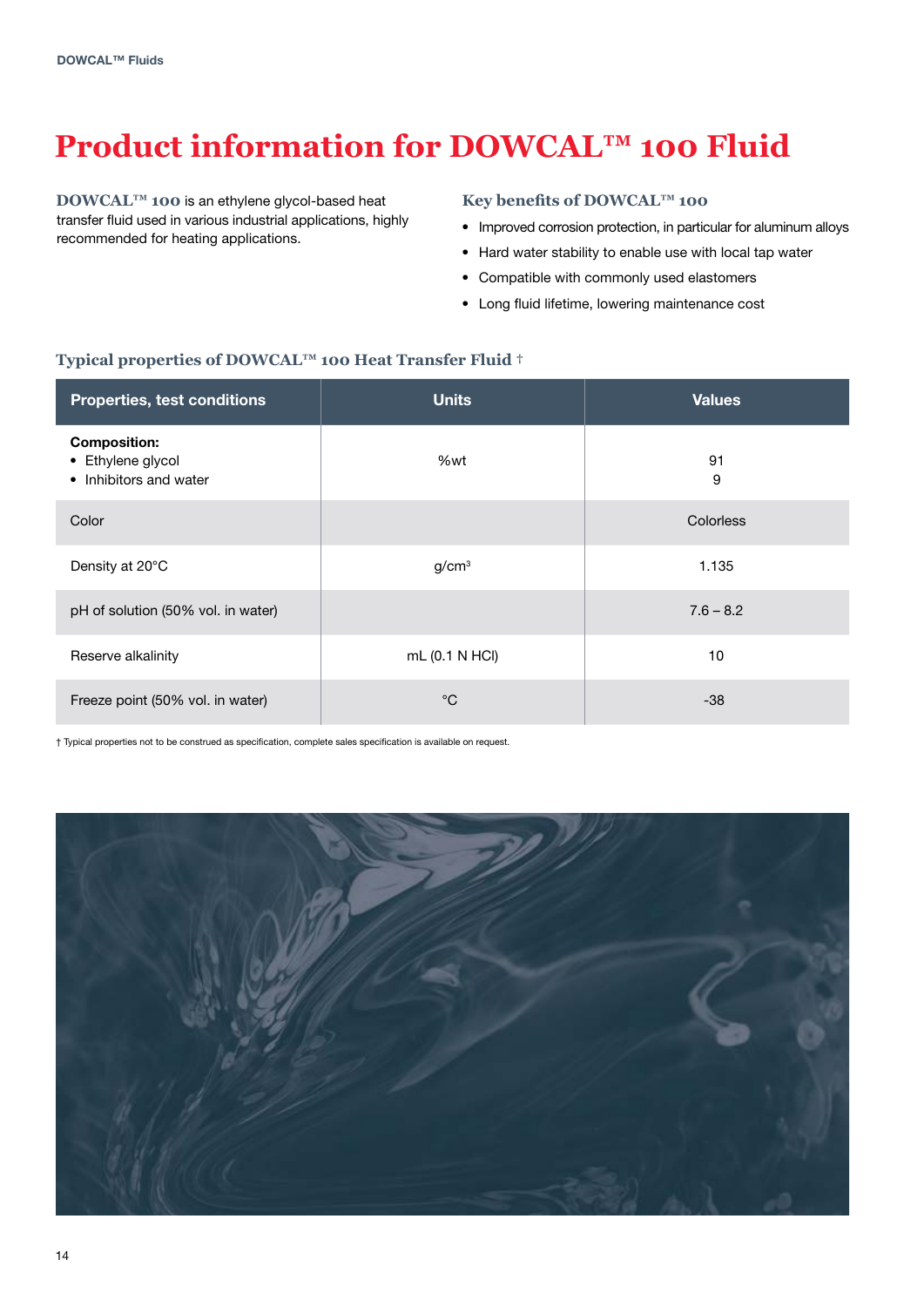# Product information for DOWCAL™ 100 Fluid

**DOWCAL™ 100** is an ethylene glycol-based heat transfer fluid used in various industrial applications, highly recommended for heating applications.

### Key benefits of DOWCAL™ 100

- Improved corrosion protection, in particular for aluminum alloys
- Hard water stability to enable use with local tap water
- Compatible with commonly used elastomers
- Long fluid lifetime, lowering maintenance cost

### Typical properties of DOWCAL™ 100 Heat Transfer Fluid †

| Properties, test conditions | Units | Values |
|---|---|---|
| **Composition:**<br>• Ethylene glycol<br>• Inhibitors and water | %wt | 91<br>9 |
| Color | | Colorless |
| Density at 20°C | g/cm³ | 1.135 |
| pH of solution (50% vol. in water) | | 7.6 – 8.2 |
| Reserve alkalinity | mL (0.1 N HCl) | 10 |
| Freeze point (50% vol. in water) | °C | -38 |

† Typical properties not to be construed as specification, complete sales specification is available on request.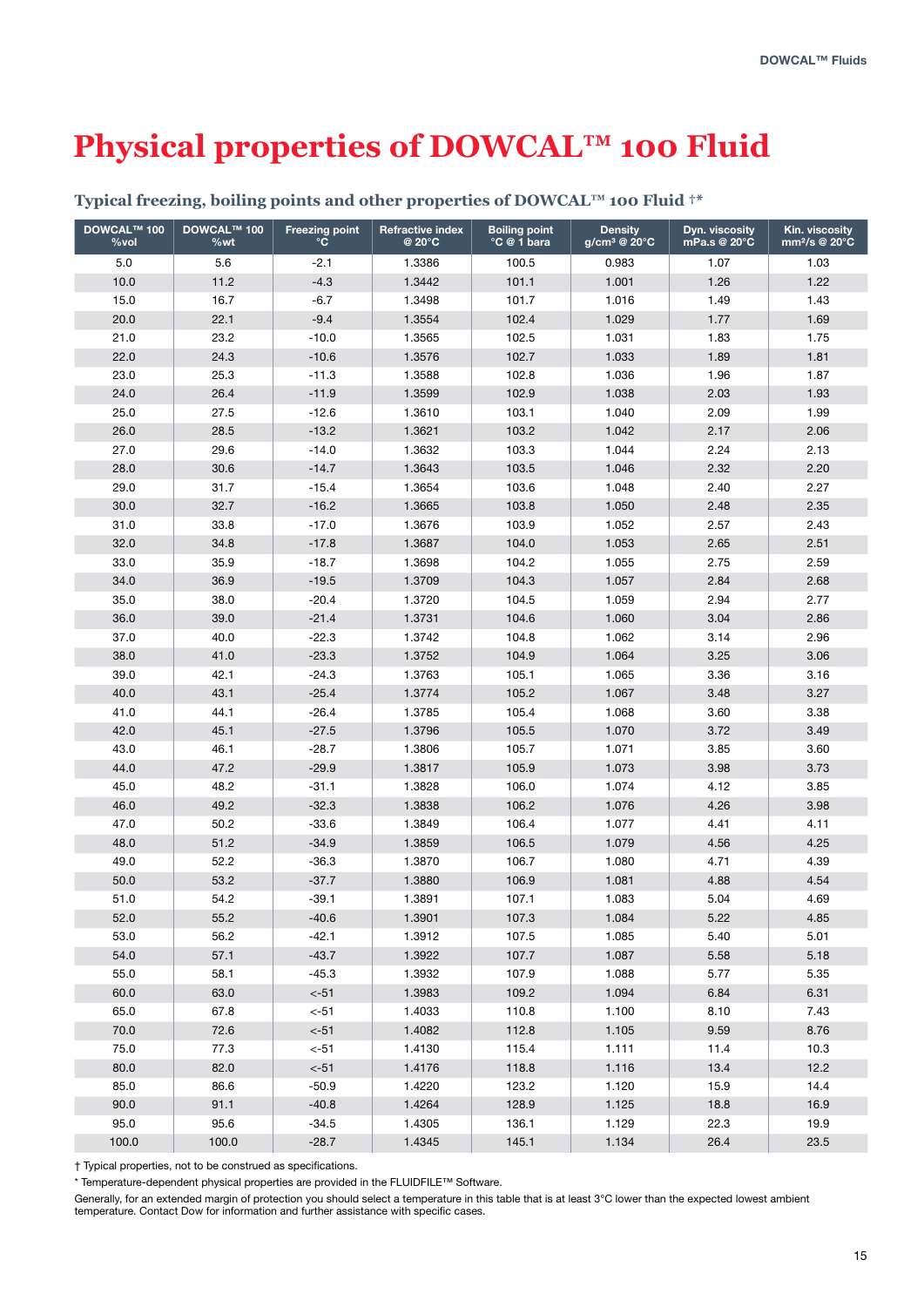# Physical properties of DOWCAL™ 100 Fluid

### Typical freezing, boiling points and other properties of DOWCAL™ 100 Fluid †*

| DOWCAL™ 100 %vol | DOWCAL™ 100 %wt | Freezing point °C | Refractive index @ 20°C | Boiling point °C @ 1 bara | Density g/cm³ @ 20°C | Dyn. viscosity mPa.s @ 20°C | Kin. viscosity mm²/s @ 20°C |
|---|---|---|---|---|---|---|---|
| 5.0 | 5.6 | -2.1 | 1.3386 | 100.5 | 0.983 | 1.07 | 1.03 |
| 10.0 | 11.2 | -4.3 | 1.3442 | 101.1 | 1.001 | 1.26 | 1.22 |
| 15.0 | 16.7 | -6.7 | 1.3498 | 101.7 | 1.016 | 1.49 | 1.43 |
| 20.0 | 22.1 | -9.4 | 1.3554 | 102.4 | 1.029 | 1.77 | 1.69 |
| 21.0 | 23.2 | -10.0 | 1.3565 | 102.5 | 1.031 | 1.83 | 1.75 |
| 22.0 | 24.3 | -10.6 | 1.3576 | 102.7 | 1.033 | 1.89 | 1.81 |
| 23.0 | 25.3 | -11.3 | 1.3588 | 102.8 | 1.036 | 1.96 | 1.87 |
| 24.0 | 26.4 | -11.9 | 1.3599 | 102.9 | 1.038 | 2.03 | 1.93 |
| 25.0 | 27.5 | -12.6 | 1.3610 | 103.1 | 1.040 | 2.09 | 1.99 |
| 26.0 | 28.5 | -13.2 | 1.3621 | 103.2 | 1.042 | 2.17 | 2.06 |
| 27.0 | 29.6 | -14.0 | 1.3632 | 103.3 | 1.044 | 2.24 | 2.13 |
| 28.0 | 30.6 | -14.7 | 1.3643 | 103.5 | 1.046 | 2.32 | 2.20 |
| 29.0 | 31.7 | -15.4 | 1.3654 | 103.6 | 1.048 | 2.40 | 2.27 |
| 30.0 | 32.7 | -16.2 | 1.3665 | 103.8 | 1.050 | 2.48 | 2.35 |
| 31.0 | 33.8 | -17.0 | 1.3676 | 103.9 | 1.052 | 2.57 | 2.43 |
| 32.0 | 34.8 | -17.8 | 1.3687 | 104.0 | 1.053 | 2.65 | 2.51 |
| 33.0 | 35.9 | -18.7 | 1.3698 | 104.2 | 1.055 | 2.75 | 2.59 |
| 34.0 | 36.9 | -19.5 | 1.3709 | 104.3 | 1.057 | 2.84 | 2.68 |
| 35.0 | 38.0 | -20.4 | 1.3720 | 104.5 | 1.059 | 2.94 | 2.77 |
| 36.0 | 39.0 | -21.4 | 1.3731 | 104.6 | 1.060 | 3.04 | 2.86 |
| 37.0 | 40.0 | -22.3 | 1.3742 | 104.8 | 1.062 | 3.14 | 2.96 |
| 38.0 | 41.0 | -23.3 | 1.3752 | 104.9 | 1.064 | 3.25 | 3.06 |
| 39.0 | 42.1 | -24.3 | 1.3763 | 105.1 | 1.065 | 3.36 | 3.16 |
| 40.0 | 43.1 | -25.4 | 1.3774 | 105.2 | 1.067 | 3.48 | 3.27 |
| 41.0 | 44.1 | -26.4 | 1.3785 | 105.4 | 1.068 | 3.60 | 3.38 |
| 42.0 | 45.1 | -27.5 | 1.3796 | 105.5 | 1.070 | 3.72 | 3.49 |
| 43.0 | 46.1 | -28.7 | 1.3806 | 105.7 | 1.071 | 3.85 | 3.60 |
| 44.0 | 47.2 | -29.9 | 1.3817 | 105.9 | 1.073 | 3.98 | 3.73 |
| 45.0 | 48.2 | -31.1 | 1.3828 | 106.0 | 1.074 | 4.12 | 3.85 |
| 46.0 | 49.2 | -32.3 | 1.3838 | 106.2 | 1.076 | 4.26 | 3.98 |
| 47.0 | 50.2 | -33.6 | 1.3849 | 106.4 | 1.077 | 4.41 | 4.11 |
| 48.0 | 51.2 | -34.9 | 1.3859 | 106.5 | 1.079 | 4.56 | 4.25 |
| 49.0 | 52.2 | -36.3 | 1.3870 | 106.7 | 1.080 | 4.71 | 4.39 |
| 50.0 | 53.2 | -37.7 | 1.3880 | 106.9 | 1.081 | 4.88 | 4.54 |
| 51.0 | 54.2 | -39.1 | 1.3891 | 107.1 | 1.083 | 5.04 | 4.69 |
| 52.0 | 55.2 | -40.6 | 1.3901 | 107.3 | 1.084 | 5.22 | 4.85 |
| 53.0 | 56.2 | -42.1 | 1.3912 | 107.5 | 1.085 | 5.40 | 5.01 |
| 54.0 | 57.1 | -43.7 | 1.3922 | 107.7 | 1.087 | 5.58 | 5.18 |
| 55.0 | 58.1 | -45.3 | 1.3932 | 107.9 | 1.088 | 5.77 | 5.35 |
| 60.0 | 63.0 | <-51 | 1.3983 | 109.2 | 1.094 | 6.84 | 6.31 |
| 65.0 | 67.8 | <-51 | 1.4033 | 110.8 | 1.100 | 8.10 | 7.43 |
| 70.0 | 72.6 | <-51 | 1.4082 | 112.8 | 1.105 | 9.59 | 8.76 |
| 75.0 | 77.3 | <-51 | 1.4130 | 115.4 | 1.111 | 11.4 | 10.3 |
| 80.0 | 82.0 | <-51 | 1.4176 | 118.8 | 1.116 | 13.4 | 12.2 |
| 85.0 | 86.6 | -50.9 | 1.4220 | 123.2 | 1.120 | 15.9 | 14.4 |
| 90.0 | 91.1 | -40.8 | 1.4264 | 128.9 | 1.125 | 18.8 | 16.9 |
| 95.0 | 95.6 | -34.5 | 1.4305 | 136.1 | 1.129 | 22.3 | 19.9 |
| 100.0 | 100.0 | -28.7 | 1.4345 | 145.1 | 1.134 | 26.4 | 23.5 |

† Typical properties, not to be construed as specifications.

* Temperature-dependent physical properties are provided in the FLUIDFILE™ Software.

Generally, for an extended margin of protection you should select a temperature in this table that is at least 3°C lower than the expected lowest ambient temperature. Contact Dow for information and further assistance with specific cases.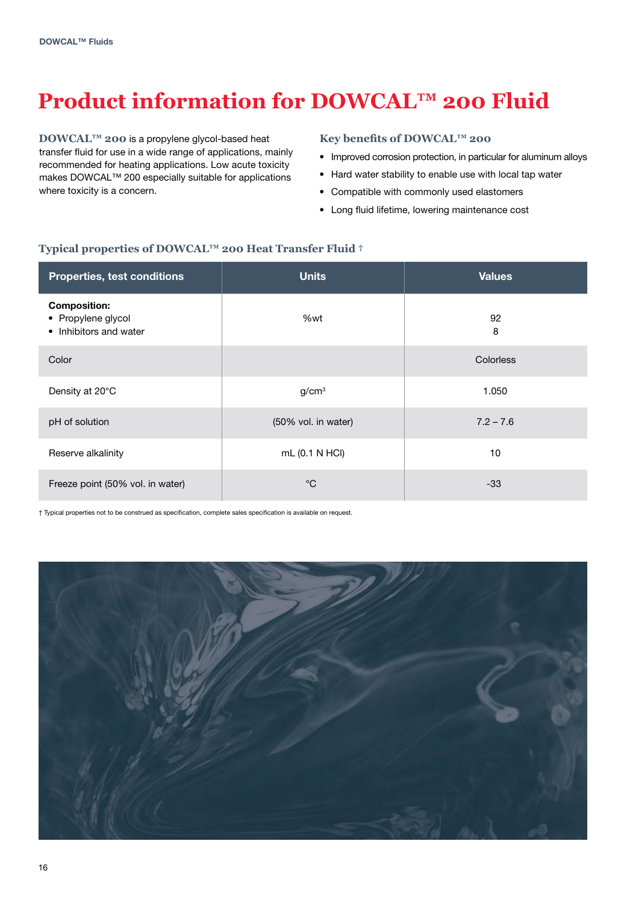# Product information for DOWCAL™ 200 Fluid

**DOWCAL™ 200** is a propylene glycol-based heat transfer fluid for use in a wide range of applications, mainly recommended for heating applications. Low acute toxicity makes DOWCAL™ 200 especially suitable for applications where toxicity is a concern.

### Key benefits of DOWCAL™ 200

- Improved corrosion protection, in particular for aluminum alloys
- Hard water stability to enable use with local tap water
- Compatible with commonly used elastomers
- Long fluid lifetime, lowering maintenance cost

### Typical properties of DOWCAL™ 200 Heat Transfer Fluid †

| Properties, test conditions | Units | Values |
|---|---|---|
| **Composition:**<br>• Propylene glycol<br>• Inhibitors and water | %wt | <br>92<br>8 |
| Color | | Colorless |
| Density at 20°C | $g/cm^3$ | 1.050 |
| pH of solution | (50% vol. in water) | 7.2 – 7.6 |
| Reserve alkalinity | mL (0.1 N HCl) | 10 |
| Freeze point (50% vol. in water) | °C | -33 |

† Typical properties not to be construed as specification, complete sales specification is available on request.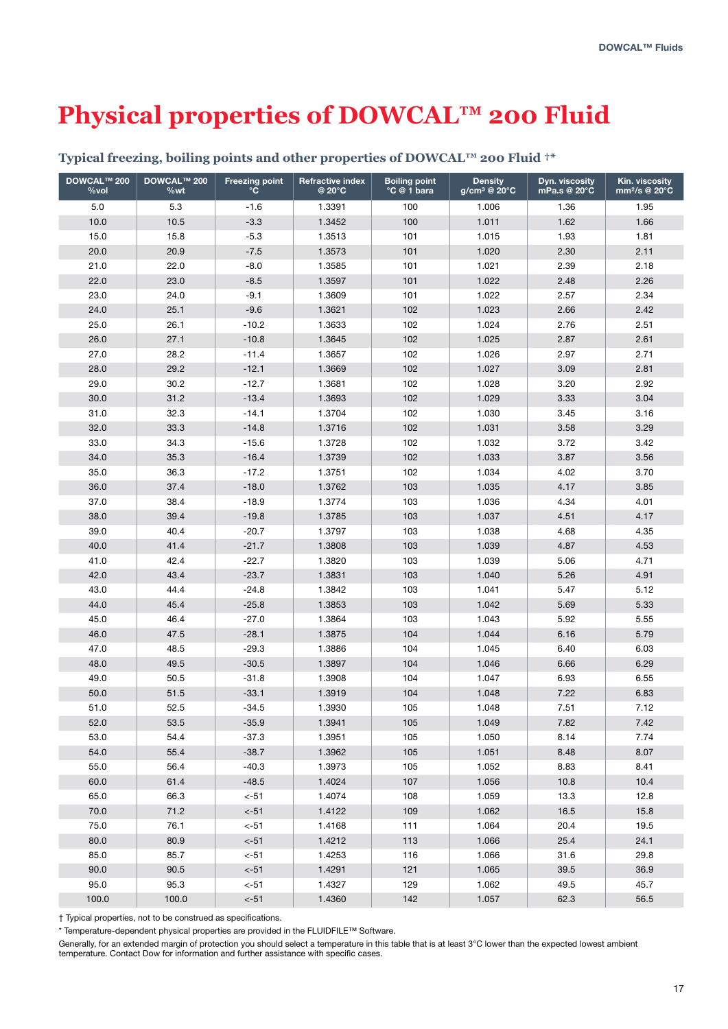# Physical properties of DOWCAL™ 200 Fluid

### Typical freezing, boiling points and other properties of DOWCAL™ 200 Fluid †*

| DOWCAL™ 200 %vol | DOWCAL™ 200 %wt | Freezing point °C | Refractive index @ 20°C | Boiling point °C @ 1 bara | Density g/cm³ @ 20°C | Dyn. viscosity mPa.s @ 20°C | Kin. viscosity mm²/s @ 20°C |
|---|---|---|---|---|---|---|---|
| 5.0 | 5.3 | -1.6 | 1.3391 | 100 | 1.006 | 1.36 | 1.95 |
| 10.0 | 10.5 | -3.3 | 1.3452 | 100 | 1.011 | 1.62 | 1.66 |
| 15.0 | 15.8 | -5.3 | 1.3513 | 101 | 1.015 | 1.93 | 1.81 |
| 20.0 | 20.9 | -7.5 | 1.3573 | 101 | 1.020 | 2.30 | 2.11 |
| 21.0 | 22.0 | -8.0 | 1.3585 | 101 | 1.021 | 2.39 | 2.18 |
| 22.0 | 23.0 | -8.5 | 1.3597 | 101 | 1.022 | 2.48 | 2.26 |
| 23.0 | 24.0 | -9.1 | 1.3609 | 101 | 1.022 | 2.57 | 2.34 |
| 24.0 | 25.1 | -9.6 | 1.3621 | 102 | 1.023 | 2.66 | 2.42 |
| 25.0 | 26.1 | -10.2 | 1.3633 | 102 | 1.024 | 2.76 | 2.51 |
| 26.0 | 27.1 | -10.8 | 1.3645 | 102 | 1.025 | 2.87 | 2.61 |
| 27.0 | 28.2 | -11.4 | 1.3657 | 102 | 1.026 | 2.97 | 2.71 |
| 28.0 | 29.2 | -12.1 | 1.3669 | 102 | 1.027 | 3.09 | 2.81 |
| 29.0 | 30.2 | -12.7 | 1.3681 | 102 | 1.028 | 3.20 | 2.92 |
| 30.0 | 31.2 | -13.4 | 1.3693 | 102 | 1.029 | 3.33 | 3.04 |
| 31.0 | 32.3 | -14.1 | 1.3704 | 102 | 1.030 | 3.45 | 3.16 |
| 32.0 | 33.3 | -14.8 | 1.3716 | 102 | 1.031 | 3.58 | 3.29 |
| 33.0 | 34.3 | -15.6 | 1.3728 | 102 | 1.032 | 3.72 | 3.42 |
| 34.0 | 35.3 | -16.4 | 1.3739 | 102 | 1.033 | 3.87 | 3.56 |
| 35.0 | 36.3 | -17.2 | 1.3751 | 102 | 1.034 | 4.02 | 3.70 |
| 36.0 | 37.4 | -18.0 | 1.3762 | 103 | 1.035 | 4.17 | 3.85 |
| 37.0 | 38.4 | -18.9 | 1.3774 | 103 | 1.036 | 4.34 | 4.01 |
| 38.0 | 39.4 | -19.8 | 1.3785 | 103 | 1.037 | 4.51 | 4.17 |
| 39.0 | 40.4 | -20.7 | 1.3797 | 103 | 1.038 | 4.68 | 4.35 |
| 40.0 | 41.4 | -21.7 | 1.3808 | 103 | 1.039 | 4.87 | 4.53 |
| 41.0 | 42.4 | -22.7 | 1.3820 | 103 | 1.039 | 5.06 | 4.71 |
| 42.0 | 43.4 | -23.7 | 1.3831 | 103 | 1.040 | 5.26 | 4.91 |
| 43.0 | 44.4 | -24.8 | 1.3842 | 103 | 1.041 | 5.47 | 5.12 |
| 44.0 | 45.4 | -25.8 | 1.3853 | 103 | 1.042 | 5.69 | 5.33 |
| 45.0 | 46.4 | -27.0 | 1.3864 | 103 | 1.043 | 5.92 | 5.55 |
| 46.0 | 47.5 | -28.1 | 1.3875 | 104 | 1.044 | 6.16 | 5.79 |
| 47.0 | 48.5 | -29.3 | 1.3886 | 104 | 1.045 | 6.40 | 6.03 |
| 48.0 | 49.5 | -30.5 | 1.3897 | 104 | 1.046 | 6.66 | 6.29 |
| 49.0 | 50.5 | -31.8 | 1.3908 | 104 | 1.047 | 6.93 | 6.55 |
| 50.0 | 51.5 | -33.1 | 1.3919 | 104 | 1.048 | 7.22 | 6.83 |
| 51.0 | 52.5 | -34.5 | 1.3930 | 105 | 1.048 | 7.51 | 7.12 |
| 52.0 | 53.5 | -35.9 | 1.3941 | 105 | 1.049 | 7.82 | 7.42 |
| 53.0 | 54.4 | -37.3 | 1.3951 | 105 | 1.050 | 8.14 | 7.74 |
| 54.0 | 55.4 | -38.7 | 1.3962 | 105 | 1.051 | 8.48 | 8.07 |
| 55.0 | 56.4 | -40.3 | 1.3973 | 105 | 1.052 | 8.83 | 8.41 |
| 60.0 | 61.4 | -48.5 | 1.4024 | 107 | 1.056 | 10.8 | 10.4 |
| 65.0 | 66.3 | <-51 | 1.4074 | 108 | 1.059 | 13.3 | 12.8 |
| 70.0 | 71.2 | <-51 | 1.4122 | 109 | 1.062 | 16.5 | 15.8 |
| 75.0 | 76.1 | <-51 | 1.4168 | 111 | 1.064 | 20.4 | 19.5 |
| 80.0 | 80.9 | <-51 | 1.4212 | 113 | 1.066 | 25.4 | 24.1 |
| 85.0 | 85.7 | <-51 | 1.4253 | 116 | 1.066 | 31.6 | 29.8 |
| 90.0 | 90.5 | <-51 | 1.4291 | 121 | 1.065 | 39.5 | 36.9 |
| 95.0 | 95.3 | <-51 | 1.4327 | 129 | 1.062 | 49.5 | 45.7 |
| 100.0 | 100.0 | <-51 | 1.4360 | 142 | 1.057 | 62.3 | 56.5 |

† Typical properties, not to be construed as specifications.

* Temperature-dependent physical properties are provided in the FLUIDFILE™ Software.

Generally, for an extended margin of protection you should select a temperature in this table that is at least 3°C lower than the expected lowest ambient temperature. Contact Dow for information and further assistance with specific cases.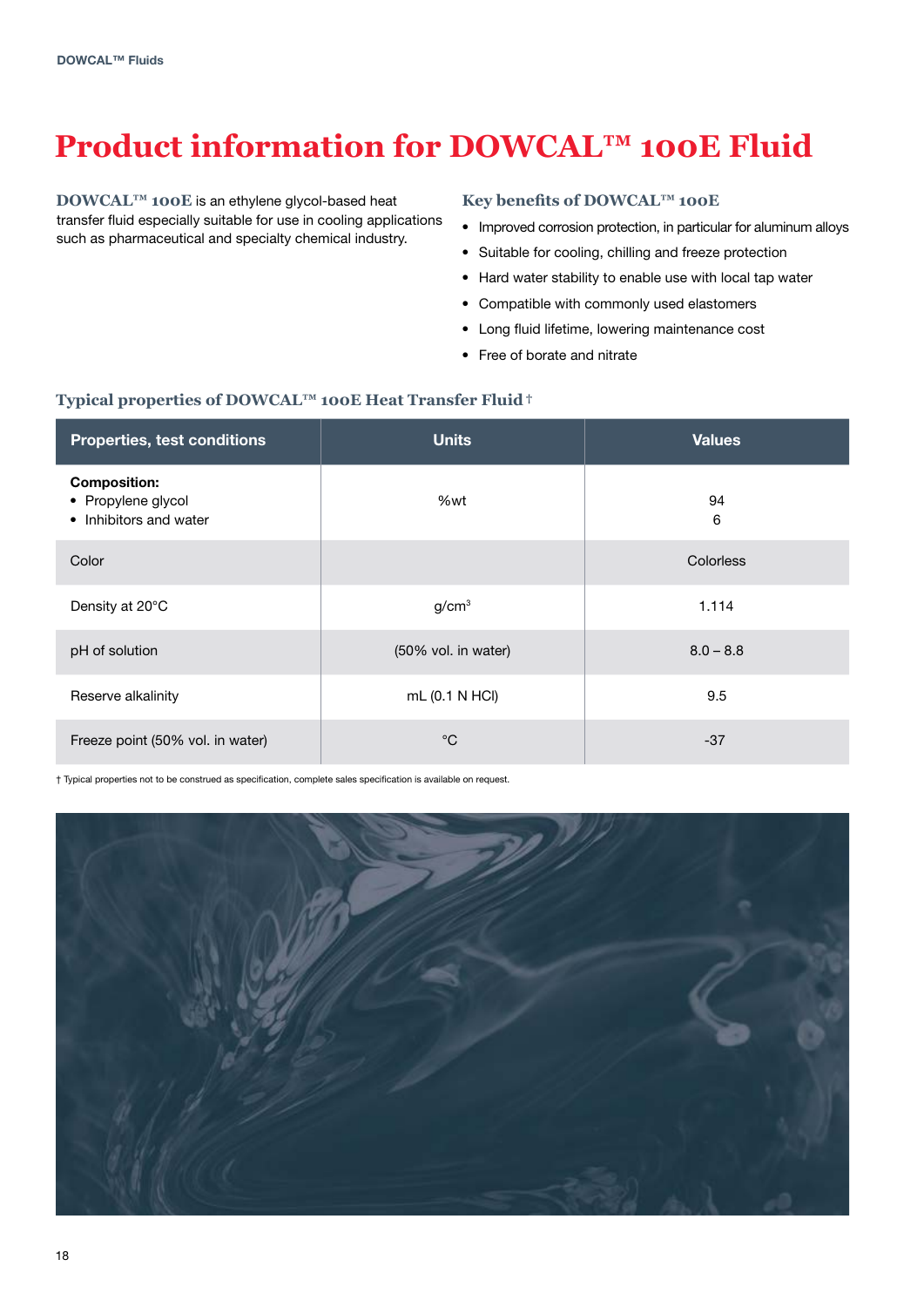# Product information for DOWCAL™ 100E Fluid

**DOWCAL™ 100E** is an ethylene glycol-based heat transfer fluid especially suitable for use in cooling applications such as pharmaceutical and specialty chemical industry.

### Key benefits of DOWCAL™ 100E

- Improved corrosion protection, in particular for aluminum alloys
- Suitable for cooling, chilling and freeze protection
- Hard water stability to enable use with local tap water
- Compatible with commonly used elastomers
- Long fluid lifetime, lowering maintenance cost
- Free of borate and nitrate

### Typical properties of DOWCAL™ 100E Heat Transfer Fluid †

| Properties, test conditions | Units | Values |
|---|---|---|
| **Composition:**<br>• Propylene glycol<br>• Inhibitors and water | %wt | 94<br>6 |
| Color | | Colorless |
| Density at 20°C | g/cm$^3$ | 1.114 |
| pH of solution | (50% vol. in water) | 8.0 – 8.8 |
| Reserve alkalinity | mL (0.1 N HCl) | 9.5 |
| Freeze point (50% vol. in water) | °C | -37 |

† Typical properties not to be construed as specification, complete sales specification is available on request.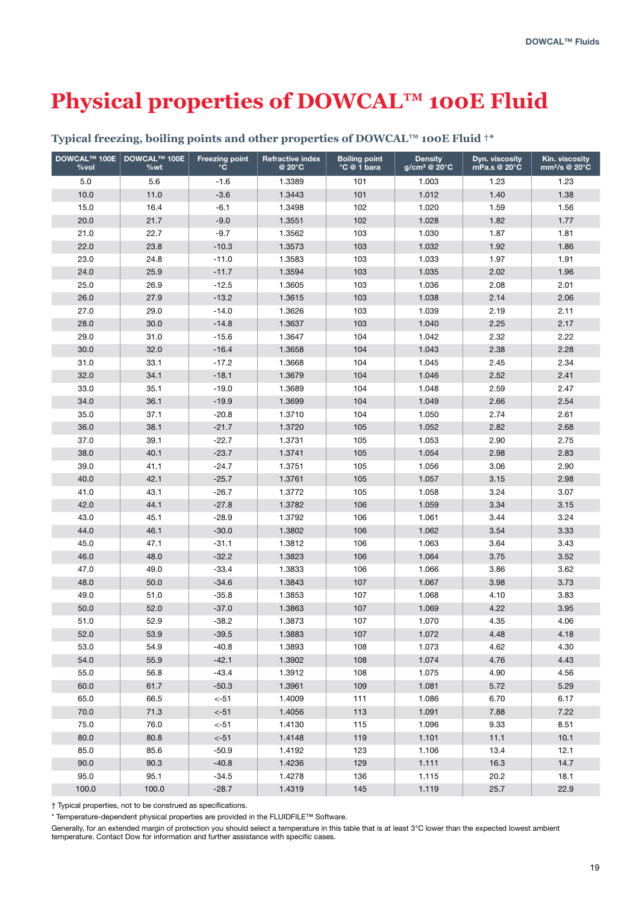# Physical properties of DOWCAL™ 100E Fluid

## Typical freezing, boiling points and other properties of DOWCAL™ 100E Fluid †*

| DOWCAL™ 100E %vol | DOWCAL™ 100E %wt | Freezing point °C | Refractive index @ 20°C | Boiling point °C @ 1 bara | Density g/cm³ @ 20°C | Dyn. viscosity mPa.s @ 20°C | Kin. viscosity mm²/s @ 20°C |
|---|---|---|---|---|---|---|---|
| 5.0 | 5.6 | -1.6 | 1.3389 | 101 | 1.003 | 1.23 | 1.23 |
| 10.0 | 11.0 | -3.6 | 1.3443 | 101 | 1.012 | 1.40 | 1.38 |
| 15.0 | 16.4 | -6.1 | 1.3498 | 102 | 1.020 | 1.59 | 1.56 |
| 20.0 | 21.7 | -9.0 | 1.3551 | 102 | 1.028 | 1.82 | 1.77 |
| 21.0 | 22.7 | -9.7 | 1.3562 | 103 | 1.030 | 1.87 | 1.81 |
| 22.0 | 23.8 | -10.3 | 1.3573 | 103 | 1.032 | 1.92 | 1.86 |
| 23.0 | 24.8 | -11.0 | 1.3583 | 103 | 1.033 | 1.97 | 1.91 |
| 24.0 | 25.9 | -11.7 | 1.3594 | 103 | 1.035 | 2.02 | 1.96 |
| 25.0 | 26.9 | -12.5 | 1.3605 | 103 | 1.036 | 2.08 | 2.01 |
| 26.0 | 27.9 | -13.2 | 1.3615 | 103 | 1.038 | 2.14 | 2.06 |
| 27.0 | 29.0 | -14.0 | 1.3626 | 103 | 1.039 | 2.19 | 2.11 |
| 28.0 | 30.0 | -14.8 | 1.3637 | 103 | 1.040 | 2.25 | 2.17 |
| 29.0 | 31.0 | -15.6 | 1.3647 | 104 | 1.042 | 2.32 | 2.22 |
| 30.0 | 32.0 | -16.4 | 1.3658 | 104 | 1.043 | 2.38 | 2.28 |
| 31.0 | 33.1 | -17.2 | 1.3668 | 104 | 1.045 | 2.45 | 2.34 |
| 32.0 | 34.1 | -18.1 | 1.3679 | 104 | 1.046 | 2.52 | 2.41 |
| 33.0 | 35.1 | -19.0 | 1.3689 | 104 | 1.048 | 2.59 | 2.47 |
| 34.0 | 36.1 | -19.9 | 1.3699 | 104 | 1.049 | 2.66 | 2.54 |
| 35.0 | 37.1 | -20.8 | 1.3710 | 104 | 1.050 | 2.74 | 2.61 |
| 36.0 | 38.1 | -21.7 | 1.3720 | 105 | 1.052 | 2.82 | 2.68 |
| 37.0 | 39.1 | -22.7 | 1.3731 | 105 | 1.053 | 2.90 | 2.75 |
| 38.0 | 40.1 | -23.7 | 1.3741 | 105 | 1.054 | 2.98 | 2.83 |
| 39.0 | 41.1 | -24.7 | 1.3751 | 105 | 1.056 | 3.06 | 2.90 |
| 40.0 | 42.1 | -25.7 | 1.3761 | 105 | 1.057 | 3.15 | 2.98 |
| 41.0 | 43.1 | -26.7 | 1.3772 | 105 | 1.058 | 3.24 | 3.07 |
| 42.0 | 44.1 | -27.8 | 1.3782 | 106 | 1.059 | 3.34 | 3.15 |
| 43.0 | 45.1 | -28.9 | 1.3792 | 106 | 1.061 | 3.44 | 3.24 |
| 44.0 | 46.1 | -30.0 | 1.3802 | 106 | 1.062 | 3.54 | 3.33 |
| 45.0 | 47.1 | -31.1 | 1.3812 | 106 | 1.063 | 3.64 | 3.43 |
| 46.0 | 48.0 | -32.2 | 1.3823 | 106 | 1.064 | 3.75 | 3.52 |
| 47.0 | 49.0 | -33.4 | 1.3833 | 106 | 1.066 | 3.86 | 3.62 |
| 48.0 | 50.0 | -34.6 | 1.3843 | 107 | 1.067 | 3.98 | 3.73 |
| 49.0 | 51.0 | -35.8 | 1.3853 | 107 | 1.068 | 4.10 | 3.83 |
| 50.0 | 52.0 | -37.0 | 1.3863 | 107 | 1.069 | 4.22 | 3.95 |
| 51.0 | 52.9 | -38.2 | 1.3873 | 107 | 1.070 | 4.35 | 4.06 |
| 52.0 | 53.9 | -39.5 | 1.3883 | 107 | 1.072 | 4.48 | 4.18 |
| 53.0 | 54.9 | -40.8 | 1.3893 | 108 | 1.073 | 4.62 | 4.30 |
| 54.0 | 55.9 | -42.1 | 1.3902 | 108 | 1.074 | 4.76 | 4.43 |
| 55.0 | 56.8 | -43.4 | 1.3912 | 108 | 1.075 | 4.90 | 4.56 |
| 60.0 | 61.7 | -50.3 | 1.3961 | 109 | 1.081 | 5.72 | 5.29 |
| 65.0 | 66.5 | <-51 | 1.4009 | 111 | 1.086 | 6.70 | 6.17 |
| 70.0 | 71.3 | <-51 | 1.4056 | 113 | 1.091 | 7.88 | 7.22 |
| 75.0 | 76.0 | <-51 | 1.4130 | 115 | 1.096 | 9.33 | 8.51 |
| 80.0 | 80.8 | <-51 | 1.4148 | 119 | 1.101 | 11.1 | 10.1 |
| 85.0 | 85.6 | -50.9 | 1.4192 | 123 | 1.106 | 13.4 | 12.1 |
| 90.0 | 90.3 | -40.8 | 1.4236 | 129 | 1.111 | 16.3 | 14.7 |
| 95.0 | 95.1 | -34.5 | 1.4278 | 136 | 1.115 | 20.2 | 18.1 |
| 100.0 | 100.0 | -28.7 | 1.4319 | 145 | 1.119 | 25.7 | 22.9 |

† Typical properties, not to be construed as specifications.

* Temperature-dependent physical properties are provided in the FLUIDFILE™ Software.

Generally, for an extended margin of protection you should select a temperature in this table that is at least 3°C lower than the expected lowest ambient temperature. Contact Dow for information and further assistance with specific cases.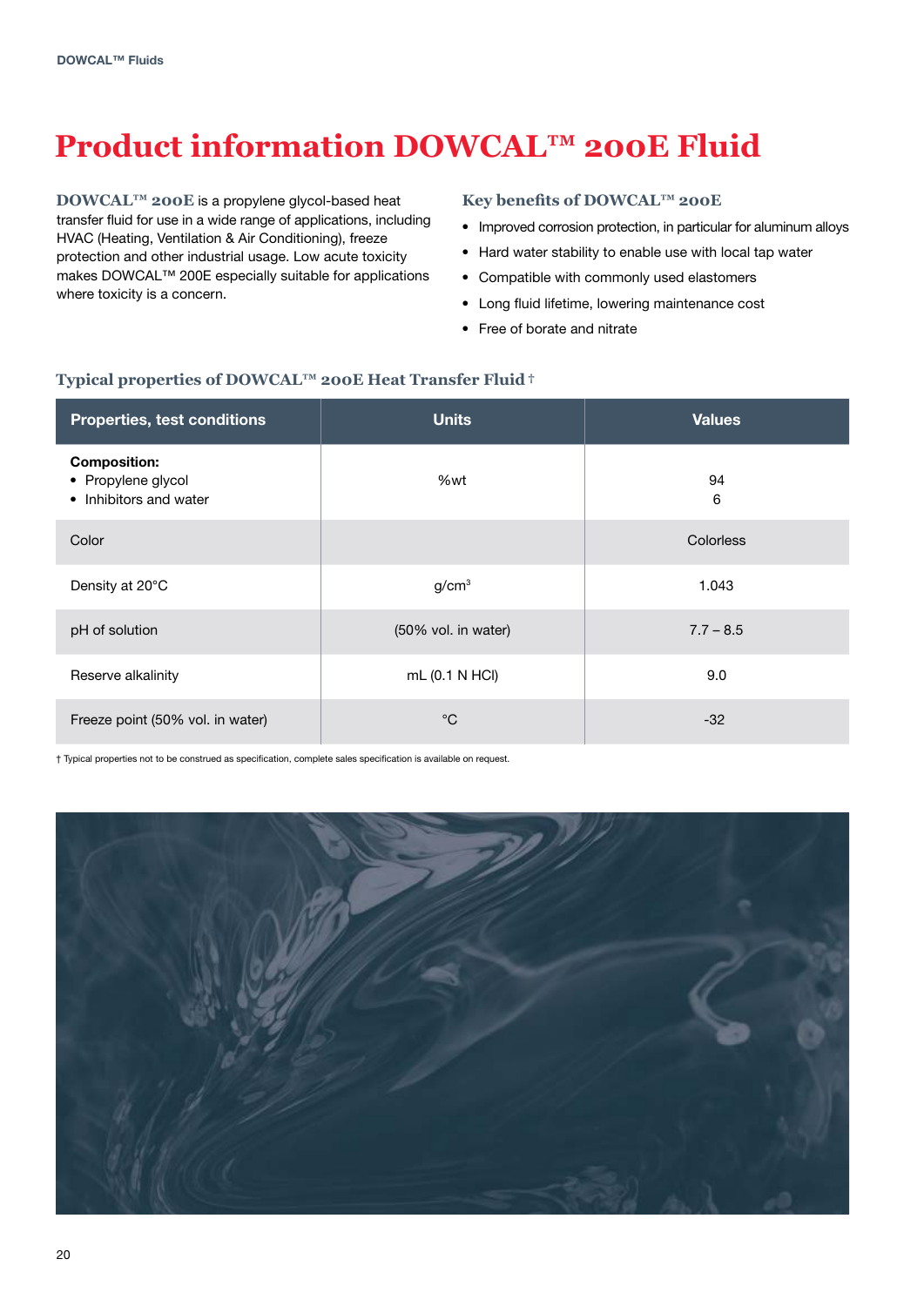# Product information DOWCAL™ 200E Fluid

**DOWCAL™ 200E** is a propylene glycol-based heat transfer fluid for use in a wide range of applications, including HVAC (Heating, Ventilation & Air Conditioning), freeze protection and other industrial usage. Low acute toxicity makes DOWCAL™ 200E especially suitable for applications where toxicity is a concern.

### Key benefits of DOWCAL™ 200E

- Improved corrosion protection, in particular for aluminum alloys
- Hard water stability to enable use with local tap water
- Compatible with commonly used elastomers
- Long fluid lifetime, lowering maintenance cost
- Free of borate and nitrate

### Typical properties of DOWCAL™ 200E Heat Transfer Fluid †

| Properties, test conditions | Units | Values |
|---|---|---|
| **Composition:**<br>• Propylene glycol<br>• Inhibitors and water | %wt | 94<br>6 |
| Color | | Colorless |
| Density at 20°C | g/cm$^3$ | 1.043 |
| pH of solution | (50% vol. in water) | 7.7 – 8.5 |
| Reserve alkalinity | mL (0.1 N HCl) | 9.0 |
| Freeze point (50% vol. in water) | °C | -32 |

† Typical properties not to be construed as specification, complete sales specification is available on request.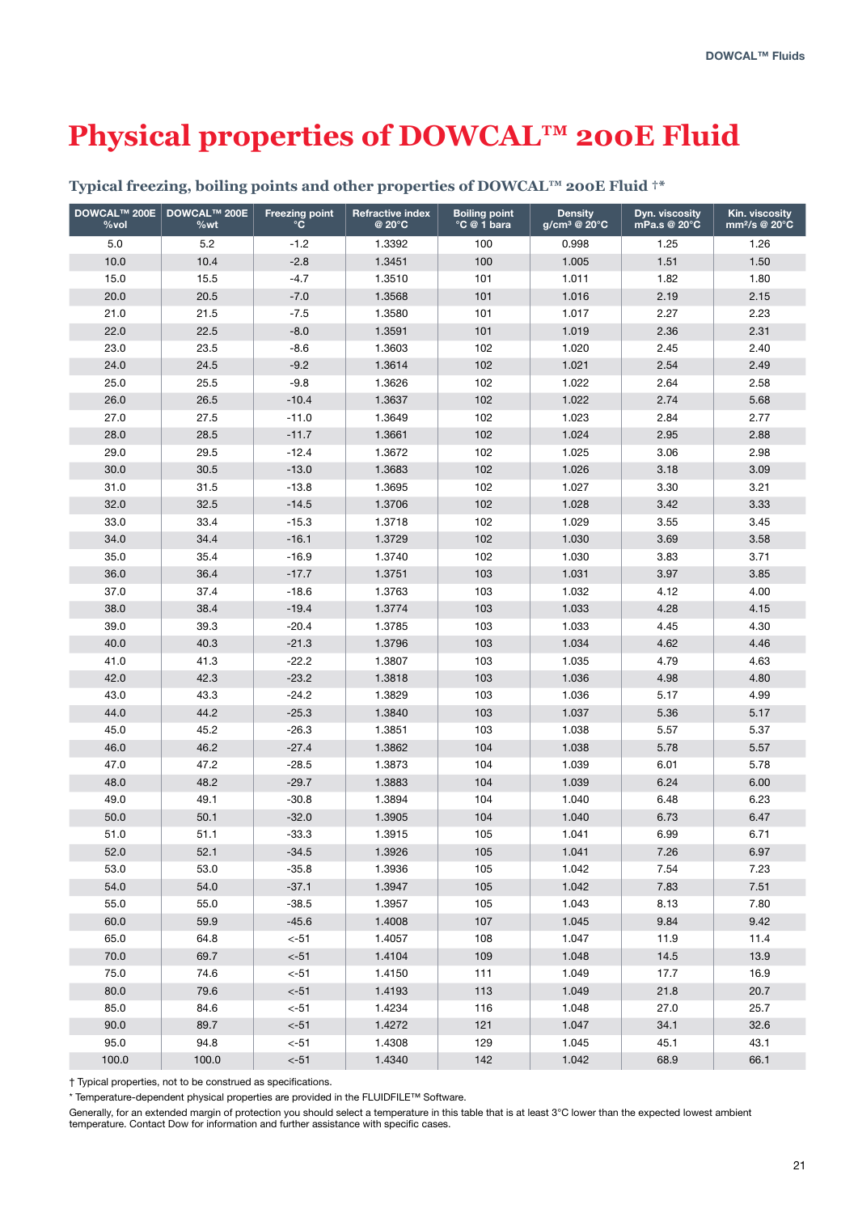# Physical properties of DOWCAL™ 200E Fluid

### Typical freezing, boiling points and other properties of DOWCAL™ 200E Fluid †*

| DOWCAL™ 200E %vol | DOWCAL™ 200E %wt | Freezing point °C | Refractive index @ 20°C | Boiling point °C @ 1 bara | Density g/cm³ @ 20°C | Dyn. viscosity mPa.s @ 20°C | Kin. viscosity mm²/s @ 20°C |
|---|---|---|---|---|---|---|---|
| 5.0 | 5.2 | -1.2 | 1.3392 | 100 | 0.998 | 1.25 | 1.26 |
| 10.0 | 10.4 | -2.8 | 1.3451 | 100 | 1.005 | 1.51 | 1.50 |
| 15.0 | 15.5 | -4.7 | 1.3510 | 101 | 1.011 | 1.82 | 1.80 |
| 20.0 | 20.5 | -7.0 | 1.3568 | 101 | 1.016 | 2.19 | 2.15 |
| 21.0 | 21.5 | -7.5 | 1.3580 | 101 | 1.017 | 2.27 | 2.23 |
| 22.0 | 22.5 | -8.0 | 1.3591 | 101 | 1.019 | 2.36 | 2.31 |
| 23.0 | 23.5 | -8.6 | 1.3603 | 102 | 1.020 | 2.45 | 2.40 |
| 24.0 | 24.5 | -9.2 | 1.3614 | 102 | 1.021 | 2.54 | 2.49 |
| 25.0 | 25.5 | -9.8 | 1.3626 | 102 | 1.022 | 2.64 | 2.58 |
| 26.0 | 26.5 | -10.4 | 1.3637 | 102 | 1.022 | 2.74 | 5.68 |
| 27.0 | 27.5 | -11.0 | 1.3649 | 102 | 1.023 | 2.84 | 2.77 |
| 28.0 | 28.5 | -11.7 | 1.3661 | 102 | 1.024 | 2.95 | 2.88 |
| 29.0 | 29.5 | -12.4 | 1.3672 | 102 | 1.025 | 3.06 | 2.98 |
| 30.0 | 30.5 | -13.0 | 1.3683 | 102 | 1.026 | 3.18 | 3.09 |
| 31.0 | 31.5 | -13.8 | 1.3695 | 102 | 1.027 | 3.30 | 3.21 |
| 32.0 | 32.5 | -14.5 | 1.3706 | 102 | 1.028 | 3.42 | 3.33 |
| 33.0 | 33.4 | -15.3 | 1.3718 | 102 | 1.029 | 3.55 | 3.45 |
| 34.0 | 34.4 | -16.1 | 1.3729 | 102 | 1.030 | 3.69 | 3.58 |
| 35.0 | 35.4 | -16.9 | 1.3740 | 102 | 1.030 | 3.83 | 3.71 |
| 36.0 | 36.4 | -17.7 | 1.3751 | 103 | 1.031 | 3.97 | 3.85 |
| 37.0 | 37.4 | -18.6 | 1.3763 | 103 | 1.032 | 4.12 | 4.00 |
| 38.0 | 38.4 | -19.4 | 1.3774 | 103 | 1.033 | 4.28 | 4.15 |
| 39.0 | 39.3 | -20.4 | 1.3785 | 103 | 1.033 | 4.45 | 4.30 |
| 40.0 | 40.3 | -21.3 | 1.3796 | 103 | 1.034 | 4.62 | 4.46 |
| 41.0 | 41.3 | -22.2 | 1.3807 | 103 | 1.035 | 4.79 | 4.63 |
| 42.0 | 42.3 | -23.2 | 1.3818 | 103 | 1.036 | 4.98 | 4.80 |
| 43.0 | 43.3 | -24.2 | 1.3829 | 103 | 1.036 | 5.17 | 4.99 |
| 44.0 | 44.2 | -25.3 | 1.3840 | 103 | 1.037 | 5.36 | 5.17 |
| 45.0 | 45.2 | -26.3 | 1.3851 | 103 | 1.038 | 5.57 | 5.37 |
| 46.0 | 46.2 | -27.4 | 1.3862 | 104 | 1.038 | 5.78 | 5.57 |
| 47.0 | 47.2 | -28.5 | 1.3873 | 104 | 1.039 | 6.01 | 5.78 |
| 48.0 | 48.2 | -29.7 | 1.3883 | 104 | 1.039 | 6.24 | 6.00 |
| 49.0 | 49.1 | -30.8 | 1.3894 | 104 | 1.040 | 6.48 | 6.23 |
| 50.0 | 50.1 | -32.0 | 1.3905 | 104 | 1.040 | 6.73 | 6.47 |
| 51.0 | 51.1 | -33.3 | 1.3915 | 105 | 1.041 | 6.99 | 6.71 |
| 52.0 | 52.1 | -34.5 | 1.3926 | 105 | 1.041 | 7.26 | 6.97 |
| 53.0 | 53.0 | -35.8 | 1.3936 | 105 | 1.042 | 7.54 | 7.23 |
| 54.0 | 54.0 | -37.1 | 1.3947 | 105 | 1.042 | 7.83 | 7.51 |
| 55.0 | 55.0 | -38.5 | 1.3957 | 105 | 1.043 | 8.13 | 7.80 |
| 60.0 | 59.9 | -45.6 | 1.4008 | 107 | 1.045 | 9.84 | 9.42 |
| 65.0 | 64.8 | <-51 | 1.4057 | 108 | 1.047 | 11.9 | 11.4 |
| 70.0 | 69.7 | <-51 | 1.4104 | 109 | 1.048 | 14.5 | 13.9 |
| 75.0 | 74.6 | <-51 | 1.4150 | 111 | 1.049 | 17.7 | 16.9 |
| 80.0 | 79.6 | <-51 | 1.4193 | 113 | 1.049 | 21.8 | 20.7 |
| 85.0 | 84.6 | <-51 | 1.4234 | 116 | 1.048 | 27.0 | 25.7 |
| 90.0 | 89.7 | <-51 | 1.4272 | 121 | 1.047 | 34.1 | 32.6 |
| 95.0 | 94.8 | <-51 | 1.4308 | 129 | 1.045 | 45.1 | 43.1 |
| 100.0 | 100.0 | <-51 | 1.4340 | 142 | 1.042 | 68.9 | 66.1 |

† Typical properties, not to be construed as specifications.

* Temperature-dependent physical properties are provided in the FLUIDFILE™ Software.

Generally, for an extended margin of protection you should select a temperature in this table that is at least 3°C lower than the expected lowest ambient temperature. Contact Dow for information and further assistance with specific cases.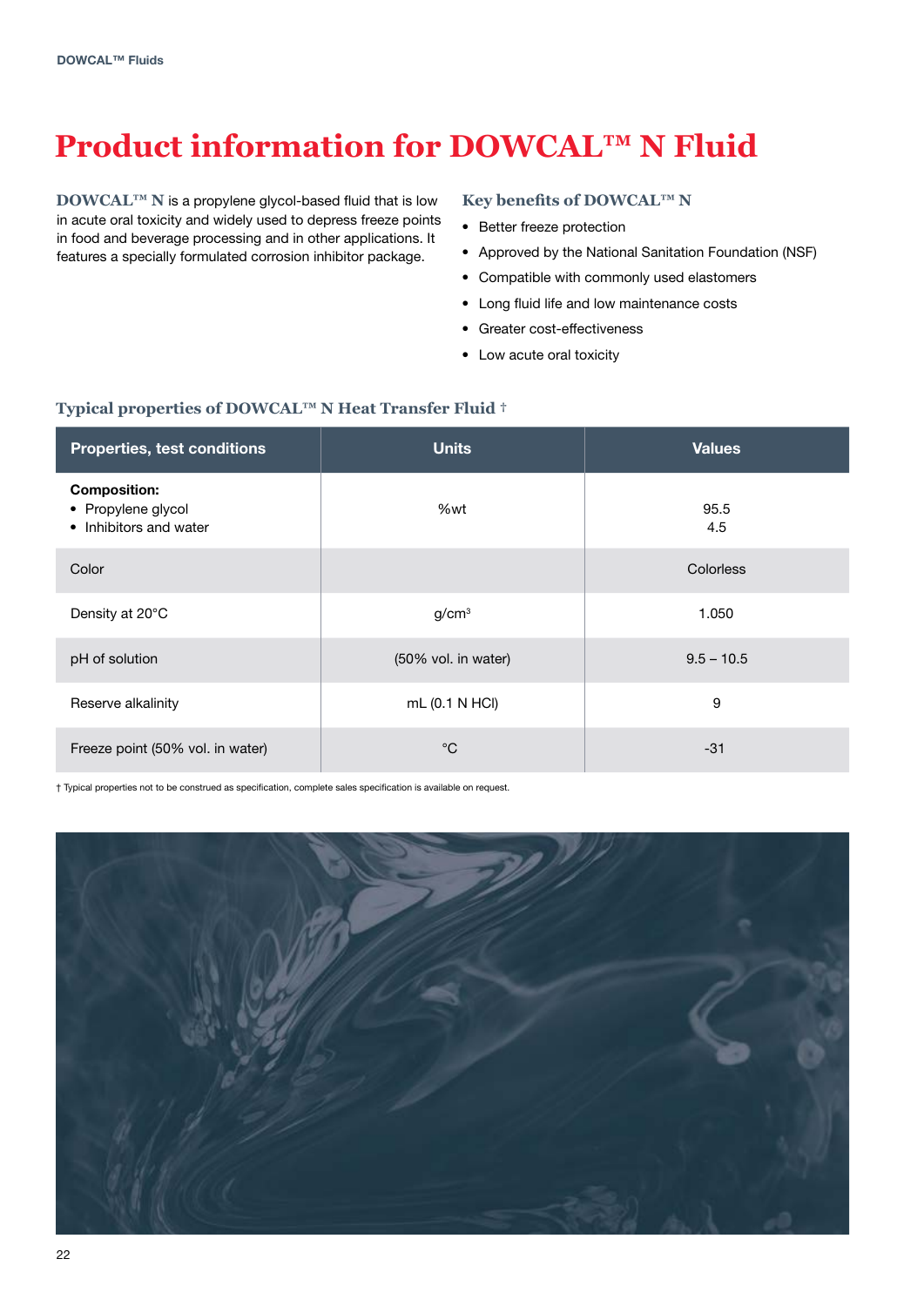# Product information for DOWCAL™ N Fluid

**DOWCAL™ N** is a propylene glycol-based fluid that is low in acute oral toxicity and widely used to depress freeze points in food and beverage processing and in other applications. It features a specially formulated corrosion inhibitor package.

### Key benefits of DOWCAL™ N

- Better freeze protection
- Approved by the National Sanitation Foundation (NSF)
- Compatible with commonly used elastomers
- Long fluid life and low maintenance costs
- Greater cost-effectiveness
- Low acute oral toxicity

### Typical properties of DOWCAL™ N Heat Transfer Fluid †

| Properties, test conditions | Units | Values |
|---|---|---|
| **Composition:**<br>• Propylene glycol<br>• Inhibitors and water | %wt | 95.5<br>4.5 |
| Color | | Colorless |
| Density at 20°C | $g/cm^3$ | 1.050 |
| pH of solution | (50% vol. in water) | 9.5 – 10.5 |
| Reserve alkalinity | mL (0.1 N HCl) | 9 |
| Freeze point (50% vol. in water) | °C | -31 |

† Typical properties not to be construed as specification, complete sales specification is available on request.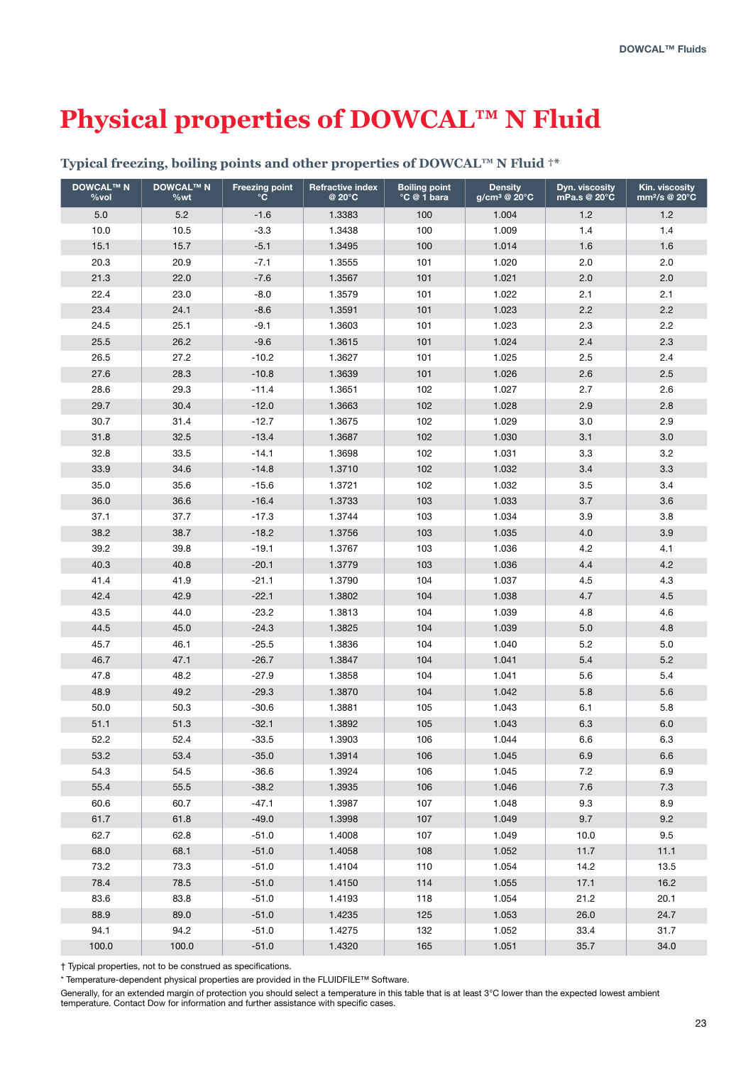# Physical properties of DOWCAL™ N Fluid

### Typical freezing, boiling points and other properties of DOWCAL™ N Fluid †*

| DOWCAL™ N %vol | DOWCAL™ N %wt | Freezing point °C | Refractive index @ 20°C | Boiling point °C @ 1 bara | Density g/cm³ @ 20°C | Dyn. viscosity mPa.s @ 20°C | Kin. viscosity mm²/s @ 20°C |
|---|---|---|---|---|---|---|---|
| 5.0 | 5.2 | -1.6 | 1.3383 | 100 | 1.004 | 1.2 | 1.2 |
| 10.0 | 10.5 | -3.3 | 1.3438 | 100 | 1.009 | 1.4 | 1.4 |
| 15.1 | 15.7 | -5.1 | 1.3495 | 100 | 1.014 | 1.6 | 1.6 |
| 20.3 | 20.9 | -7.1 | 1.3555 | 101 | 1.020 | 2.0 | 2.0 |
| 21.3 | 22.0 | -7.6 | 1.3567 | 101 | 1.021 | 2.0 | 2.0 |
| 22.4 | 23.0 | -8.0 | 1.3579 | 101 | 1.022 | 2.1 | 2.1 |
| 23.4 | 24.1 | -8.6 | 1.3591 | 101 | 1.023 | 2.2 | 2.2 |
| 24.5 | 25.1 | -9.1 | 1.3603 | 101 | 1.023 | 2.3 | 2.2 |
| 25.5 | 26.2 | -9.6 | 1.3615 | 101 | 1.024 | 2.4 | 2.3 |
| 26.5 | 27.2 | -10.2 | 1.3627 | 101 | 1.025 | 2.5 | 2.4 |
| 27.6 | 28.3 | -10.8 | 1.3639 | 101 | 1.026 | 2.6 | 2.5 |
| 28.6 | 29.3 | -11.4 | 1.3651 | 102 | 1.027 | 2.7 | 2.6 |
| 29.7 | 30.4 | -12.0 | 1.3663 | 102 | 1.028 | 2.9 | 2.8 |
| 30.7 | 31.4 | -12.7 | 1.3675 | 102 | 1.029 | 3.0 | 2.9 |
| 31.8 | 32.5 | -13.4 | 1.3687 | 102 | 1.030 | 3.1 | 3.0 |
| 32.8 | 33.5 | -14.1 | 1.3698 | 102 | 1.031 | 3.3 | 3.2 |
| 33.9 | 34.6 | -14.8 | 1.3710 | 102 | 1.032 | 3.4 | 3.3 |
| 35.0 | 35.6 | -15.6 | 1.3721 | 102 | 1.032 | 3.5 | 3.4 |
| 36.0 | 36.6 | -16.4 | 1.3733 | 103 | 1.033 | 3.7 | 3.6 |
| 37.1 | 37.7 | -17.3 | 1.3744 | 103 | 1.034 | 3.9 | 3.8 |
| 38.2 | 38.7 | -18.2 | 1.3756 | 103 | 1.035 | 4.0 | 3.9 |
| 39.2 | 39.8 | -19.1 | 1.3767 | 103 | 1.036 | 4.2 | 4.1 |
| 40.3 | 40.8 | -20.1 | 1.3779 | 103 | 1.036 | 4.4 | 4.2 |
| 41.4 | 41.9 | -21.1 | 1.3790 | 104 | 1.037 | 4.5 | 4.3 |
| 42.4 | 42.9 | -22.1 | 1.3802 | 104 | 1.038 | 4.7 | 4.5 |
| 43.5 | 44.0 | -23.2 | 1.3813 | 104 | 1.039 | 4.8 | 4.6 |
| 44.5 | 45.0 | -24.3 | 1.3825 | 104 | 1.039 | 5.0 | 4.8 |
| 45.7 | 46.1 | -25.5 | 1.3836 | 104 | 1.040 | 5.2 | 5.0 |
| 46.7 | 47.1 | -26.7 | 1.3847 | 104 | 1.041 | 5.4 | 5.2 |
| 47.8 | 48.2 | -27.9 | 1.3858 | 104 | 1.041 | 5.6 | 5.4 |
| 48.9 | 49.2 | -29.3 | 1.3870 | 104 | 1.042 | 5.8 | 5.6 |
| 50.0 | 50.3 | -30.6 | 1.3881 | 105 | 1.043 | 6.1 | 5.8 |
| 51.1 | 51.3 | -32.1 | 1.3892 | 105 | 1.043 | 6.3 | 6.0 |
| 52.2 | 52.4 | -33.5 | 1.3903 | 106 | 1.044 | 6.6 | 6.3 |
| 53.2 | 53.4 | -35.0 | 1.3914 | 106 | 1.045 | 6.9 | 6.6 |
| 54.3 | 54.5 | -36.6 | 1.3924 | 106 | 1.045 | 7.2 | 6.9 |
| 55.4 | 55.5 | -38.2 | 1.3935 | 106 | 1.046 | 7.6 | 7.3 |
| 60.6 | 60.7 | -47.1 | 1.3987 | 107 | 1.048 | 9.3 | 8.9 |
| 61.7 | 61.8 | -49.0 | 1.3998 | 107 | 1.049 | 9.7 | 9.2 |
| 62.7 | 62.8 | -51.0 | 1.4008 | 107 | 1.049 | 10.0 | 9.5 |
| 68.0 | 68.1 | -51.0 | 1.4058 | 108 | 1.052 | 11.7 | 11.1 |
| 73.2 | 73.3 | -51.0 | 1.4104 | 110 | 1.054 | 14.2 | 13.5 |
| 78.4 | 78.5 | -51.0 | 1.4150 | 114 | 1.055 | 17.1 | 16.2 |
| 83.6 | 83.8 | -51.0 | 1.4193 | 118 | 1.054 | 21.2 | 20.1 |
| 88.9 | 89.0 | -51.0 | 1.4235 | 125 | 1.053 | 26.0 | 24.7 |
| 94.1 | 94.2 | -51.0 | 1.4275 | 132 | 1.052 | 33.4 | 31.7 |
| 100.0 | 100.0 | -51.0 | 1.4320 | 165 | 1.051 | 35.7 | 34.0 |

† Typical properties, not to be construed as specifications.

* Temperature-dependent physical properties are provided in the FLUIDFILE™ Software.

Generally, for an extended margin of protection you should select a temperature in this table that is at least 3°C lower than the expected lowest ambient temperature. Contact Dow for information and further assistance with specific cases.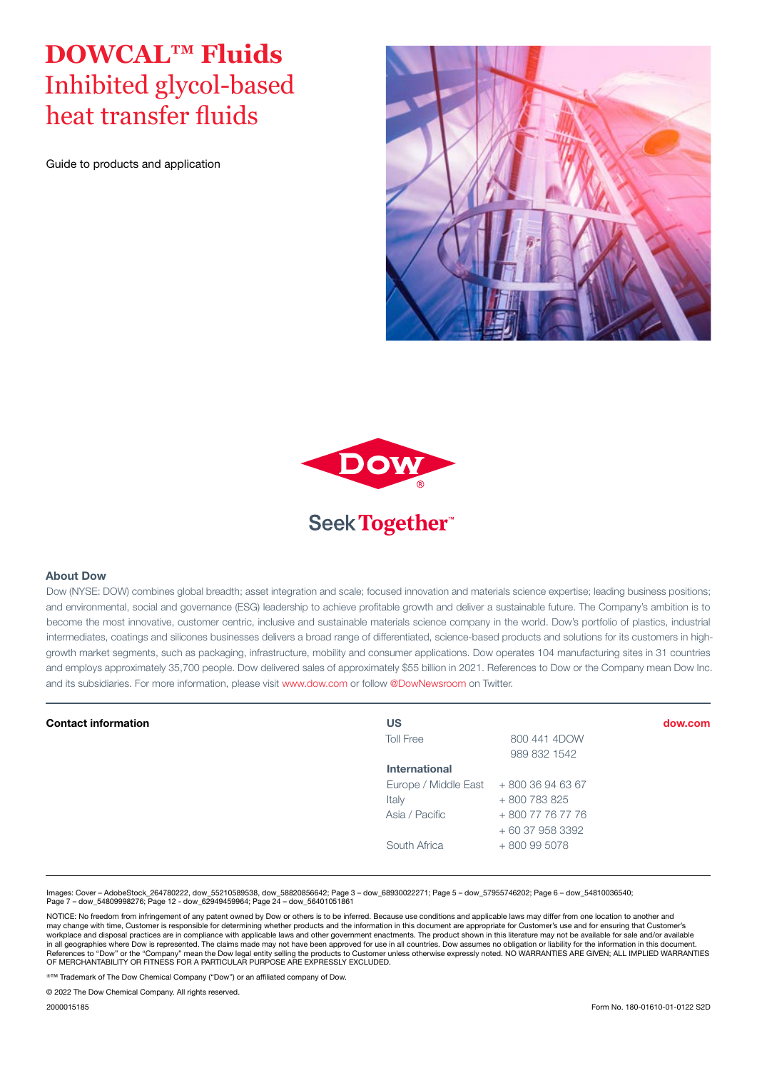# DOWCAL™ Fluids

## Inhibited glycol-based heat transfer fluids

Guide to products and application

Seek Together™

**About Dow**

Dow (NYSE: DOW) combines global breadth; asset integration and scale; focused innovation and materials science expertise; leading business positions; and environmental, social and governance (ESG) leadership to achieve profitable growth and deliver a sustainable future. The Company's ambition is to become the most innovative, customer centric, inclusive and sustainable materials science company in the world. Dow's portfolio of plastics, industrial intermediates, coatings and silicones businesses delivers a broad range of differentiated, science-based products and solutions for its customers in high-growth market segments, such as packaging, infrastructure, mobility and consumer applications. Dow operates 104 manufacturing sites in 31 countries and employs approximately 35,700 people. Dow delivered sales of approximately $55 billion in 2021. References to Dow or the Company mean Dow Inc. and its subsidiaries. For more information, please visit www.dow.com or follow @DowNewsroom on Twitter.

**Contact information**

**dow.com**

| | |
|---|---|
| **US** | |
| Toll Free | 800 441 4DOW |
| | 989 832 1542 |
| **International** | |
| Europe / Middle East | + 800 36 94 63 67 |
| Italy | + 800 783 825 |
| Asia / Pacific | + 800 77 76 77 76 |
| | + 60 37 958 3392 |
| South Africa | + 800 99 5078 |

Images: Cover – AdobeStock_264780222, dow_55210589538, dow_58820856642; Page 3 – dow_68930022271; Page 5 – dow_57955746202; Page 6 – dow_54810036540; Page 7 – dow_54809998276; Page 12 - dow_62949459964; Page 24 – dow_56401051861

NOTICE: No freedom from infringement of any patent owned by Dow or others is to be inferred. Because use conditions and applicable laws may differ from one location to another and may change with time, Customer is responsible for determining whether products and the information in this document are appropriate for Customer's use and for ensuring that Customer's workplace and disposal practices are in compliance with applicable laws and other government enactments. The product shown in this literature may not be available for sale and/or available in all geographies where Dow is represented. The claims made may not have been approved for use in all countries. Dow assumes no obligation or liability for the information in this document. References to "Dow" or the "Company" mean the Dow legal entity selling the products to Customer unless otherwise expressly noted. NO WARRANTIES ARE GIVEN; ALL IMPLIED WARRANTIES OF MERCHANTABILITY OR FITNESS FOR A PARTICULAR PURPOSE ARE EXPRESSLY EXCLUDED.

®™ Trademark of The Dow Chemical Company ("Dow") or an affiliated company of Dow.

© 2022 The Dow Chemical Company. All rights reserved.

2000015185

Form No. 180-01610-01-0122 S2D